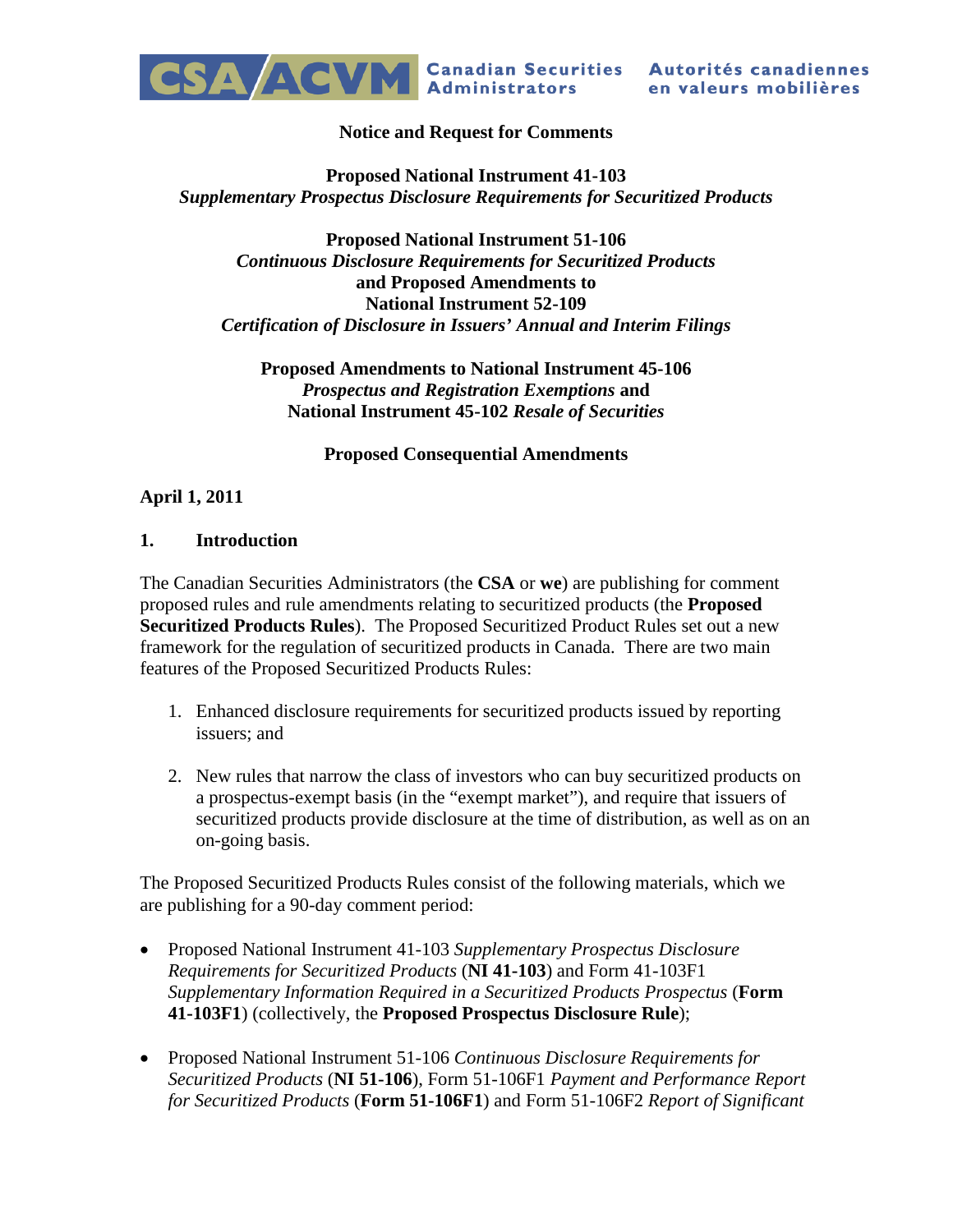CSA/ACVM Canadian Securities Administrators Autorités canadiennes en valeurs mobilières

**Notice and Request for Comments**

**Proposed National Instrument 41-103**
***Supplementary Prospectus Disclosure Requirements for Securitized Products***

**Proposed National Instrument 51-106**
***Continuous Disclosure Requirements for Securitized Products***
**and Proposed Amendments to**
**National Instrument 52-109**
***Certification of Disclosure in Issuers' Annual and Interim Filings***

**Proposed Amendments to National Instrument 45-106**
***Prospectus and Registration Exemptions* and**
**National Instrument 45-102 *Resale of Securities***

**Proposed Consequential Amendments**

**April 1, 2011**

## 1. Introduction

The Canadian Securities Administrators (the **CSA** or **we**) are publishing for comment proposed rules and rule amendments relating to securitized products (the **Proposed Securitized Products Rules**). The Proposed Securitized Product Rules set out a new framework for the regulation of securitized products in Canada. There are two main features of the Proposed Securitized Products Rules:

1. Enhanced disclosure requirements for securitized products issued by reporting issuers; and

2. New rules that narrow the class of investors who can buy securitized products on a prospectus-exempt basis (in the "exempt market"), and require that issuers of securitized products provide disclosure at the time of distribution, as well as on an on-going basis.

The Proposed Securitized Products Rules consist of the following materials, which we are publishing for a 90-day comment period:

- Proposed National Instrument 41-103 *Supplementary Prospectus Disclosure Requirements for Securitized Products* (**NI 41-103**) and Form 41-103F1 *Supplementary Information Required in a Securitized Products Prospectus* (**Form 41-103F1**) (collectively, the **Proposed Prospectus Disclosure Rule**);

- Proposed National Instrument 51-106 *Continuous Disclosure Requirements for Securitized Products* (**NI 51-106**), Form 51-106F1 *Payment and Performance Report for Securitized Products* (**Form 51-106F1**) and Form 51-106F2 *Report of Significant*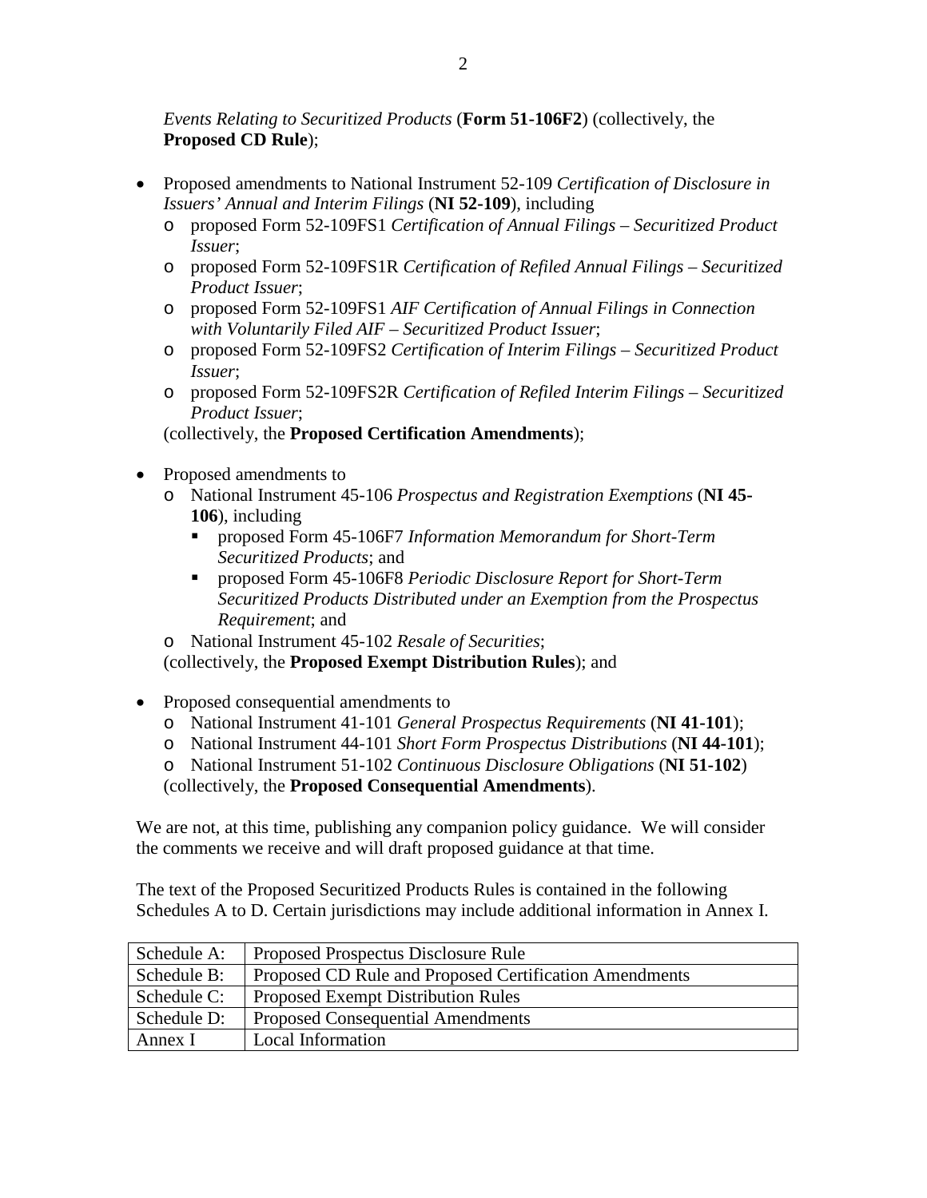*Events Relating to Securitized Products* (**Form 51-106F2**) (collectively, the **Proposed CD Rule**);

- Proposed amendments to National Instrument 52-109 *Certification of Disclosure in Issuers' Annual and Interim Filings* (**NI 52-109**), including
  - proposed Form 52-109FS1 *Certification of Annual Filings – Securitized Product Issuer*;
  - proposed Form 52-109FS1R *Certification of Refiled Annual Filings – Securitized Product Issuer*;
  - proposed Form 52-109FS1 *AIF Certification of Annual Filings in Connection with Voluntarily Filed AIF – Securitized Product Issuer*;
  - proposed Form 52-109FS2 *Certification of Interim Filings – Securitized Product Issuer*;
  - proposed Form 52-109FS2R *Certification of Refiled Interim Filings – Securitized Product Issuer*;

  (collectively, the **Proposed Certification Amendments**);

- Proposed amendments to
  - National Instrument 45-106 *Prospectus and Registration Exemptions* (**NI 45-106**), including
    - proposed Form 45-106F7 *Information Memorandum for Short-Term Securitized Products*; and
    - proposed Form 45-106F8 *Periodic Disclosure Report for Short-Term Securitized Products Distributed under an Exemption from the Prospectus Requirement*; and
  - National Instrument 45-102 *Resale of Securities*;

  (collectively, the **Proposed Exempt Distribution Rules**); and

- Proposed consequential amendments to
  - National Instrument 41-101 *General Prospectus Requirements* (**NI 41-101**);
  - National Instrument 44-101 *Short Form Prospectus Distributions* (**NI 44-101**);
  - National Instrument 51-102 *Continuous Disclosure Obligations* (**NI 51-102**)

  (collectively, the **Proposed Consequential Amendments**).

We are not, at this time, publishing any companion policy guidance. We will consider the comments we receive and will draft proposed guidance at that time.

The text of the Proposed Securitized Products Rules is contained in the following Schedules A to D. Certain jurisdictions may include additional information in Annex I.

| | |
|---|---|
| Schedule A: | Proposed Prospectus Disclosure Rule |
| Schedule B: | Proposed CD Rule and Proposed Certification Amendments |
| Schedule C: | Proposed Exempt Distribution Rules |
| Schedule D: | Proposed Consequential Amendments |
| Annex I | Local Information |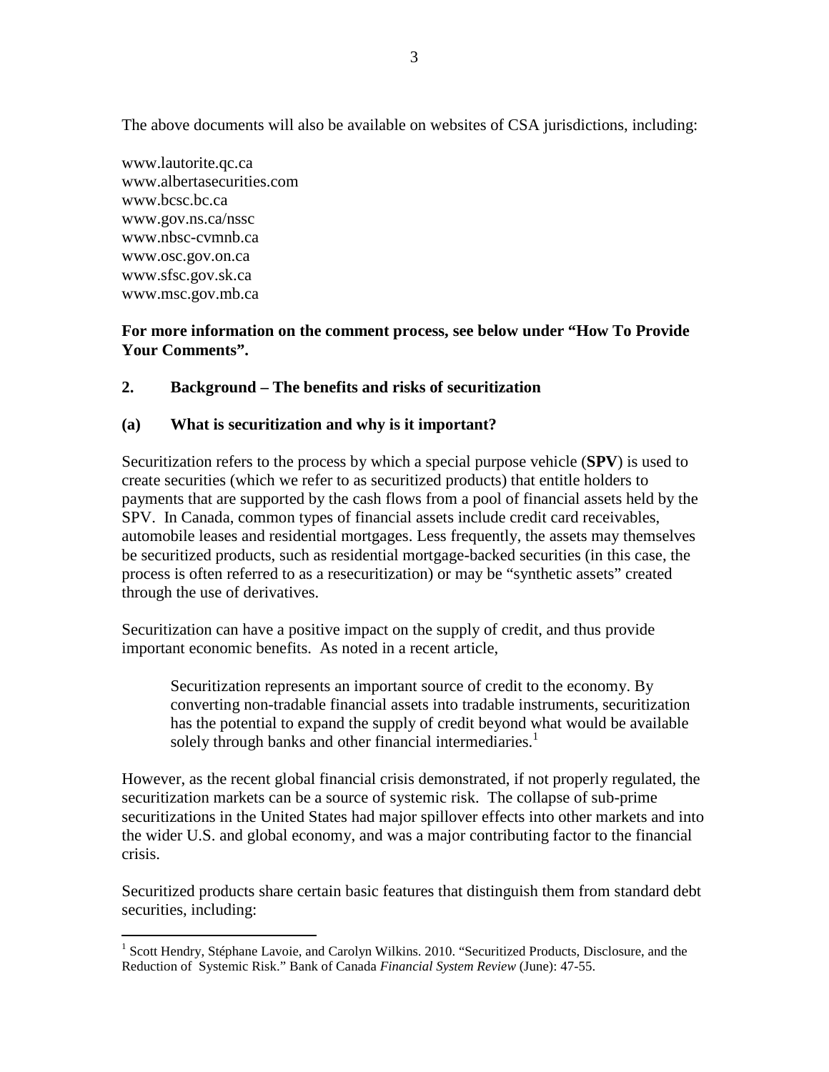The above documents will also be available on websites of CSA jurisdictions, including:

www.lautorite.qc.ca
www.albertasecurities.com
www.bcsc.bc.ca
www.gov.ns.ca/nssc
www.nbsc-cvmnb.ca
www.osc.gov.on.ca
www.sfsc.gov.sk.ca
www.msc.gov.mb.ca

**For more information on the comment process, see below under "How To Provide Your Comments".**

## 2. Background – The benefits and risks of securitization

### (a) What is securitization and why is it important?

Securitization refers to the process by which a special purpose vehicle (**SPV**) is used to create securities (which we refer to as securitized products) that entitle holders to payments that are supported by the cash flows from a pool of financial assets held by the SPV. In Canada, common types of financial assets include credit card receivables, automobile leases and residential mortgages. Less frequently, the assets may themselves be securitized products, such as residential mortgage-backed securities (in this case, the process is often referred to as a resecuritization) or may be "synthetic assets" created through the use of derivatives.

Securitization can have a positive impact on the supply of credit, and thus provide important economic benefits. As noted in a recent article,

> Securitization represents an important source of credit to the economy. By converting non-tradable financial assets into tradable instruments, securitization has the potential to expand the supply of credit beyond what would be available solely through banks and other financial intermediaries.[1]

However, as the recent global financial crisis demonstrated, if not properly regulated, the securitization markets can be a source of systemic risk. The collapse of sub-prime securitizations in the United States had major spillover effects into other markets and into the wider U.S. and global economy, and was a major contributing factor to the financial crisis.

Securitized products share certain basic features that distinguish them from standard debt securities, including:

[1] Scott Hendry, Stéphane Lavoie, and Carolyn Wilkins. 2010. "Securitized Products, Disclosure, and the Reduction of Systemic Risk." Bank of Canada *Financial System Review* (June): 47-55.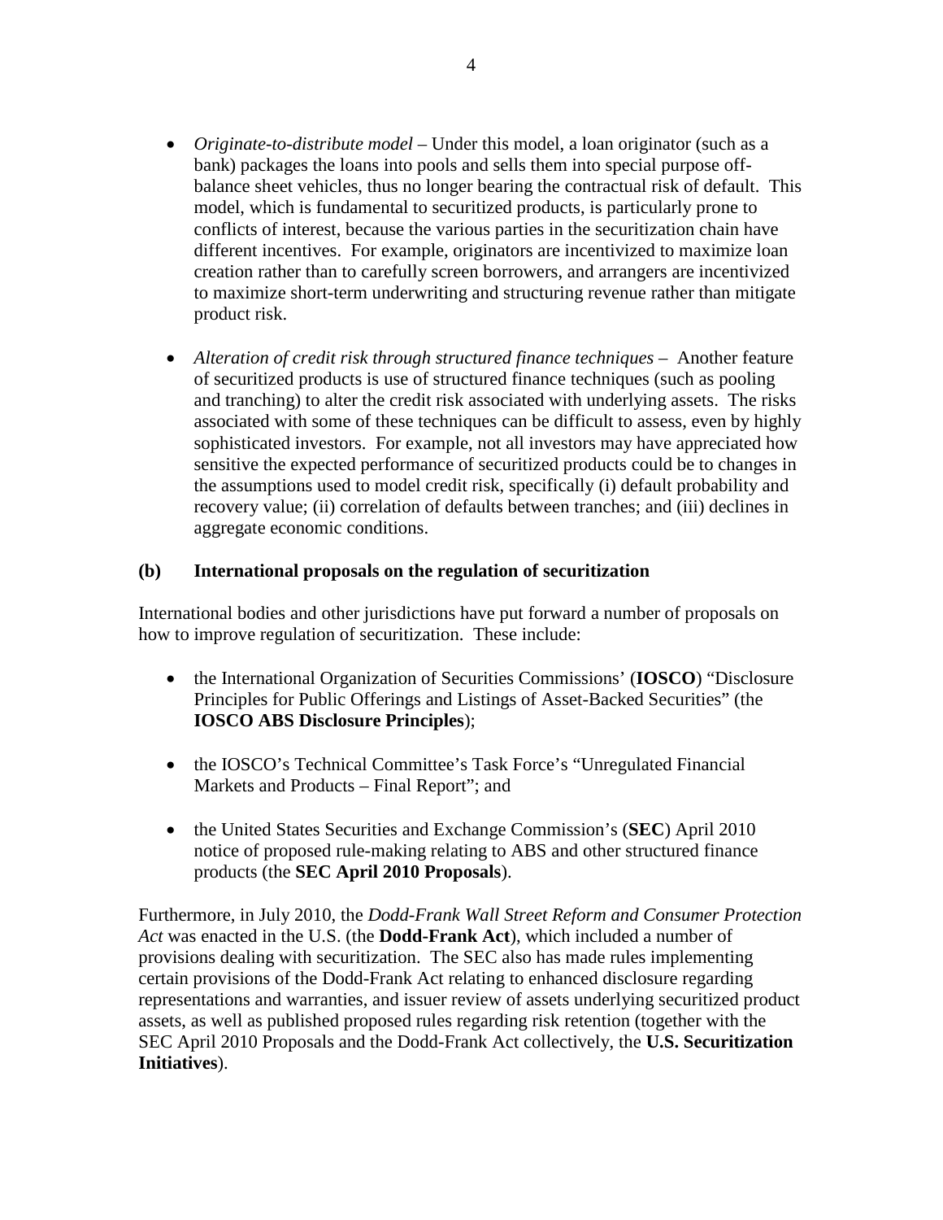- *Originate-to-distribute model* – Under this model, a loan originator (such as a bank) packages the loans into pools and sells them into special purpose off-balance sheet vehicles, thus no longer bearing the contractual risk of default. This model, which is fundamental to securitized products, is particularly prone to conflicts of interest, because the various parties in the securitization chain have different incentives. For example, originators are incentivized to maximize loan creation rather than to carefully screen borrowers, and arrangers are incentivized to maximize short-term underwriting and structuring revenue rather than mitigate product risk.

- *Alteration of credit risk through structured finance techniques* – Another feature of securitized products is use of structured finance techniques (such as pooling and tranching) to alter the credit risk associated with underlying assets. The risks associated with some of these techniques can be difficult to assess, even by highly sophisticated investors. For example, not all investors may have appreciated how sensitive the expected performance of securitized products could be to changes in the assumptions used to model credit risk, specifically (i) default probability and recovery value; (ii) correlation of defaults between tranches; and (iii) declines in aggregate economic conditions.

### (b) International proposals on the regulation of securitization

International bodies and other jurisdictions have put forward a number of proposals on how to improve regulation of securitization. These include:

- the International Organization of Securities Commissions' (**IOSCO**) "Disclosure Principles for Public Offerings and Listings of Asset-Backed Securities" (the **IOSCO ABS Disclosure Principles**);

- the IOSCO's Technical Committee's Task Force's "Unregulated Financial Markets and Products – Final Report"; and

- the United States Securities and Exchange Commission's (**SEC**) April 2010 notice of proposed rule-making relating to ABS and other structured finance products (the **SEC April 2010 Proposals**).

Furthermore, in July 2010, the *Dodd-Frank Wall Street Reform and Consumer Protection Act* was enacted in the U.S. (the **Dodd-Frank Act**), which included a number of provisions dealing with securitization. The SEC also has made rules implementing certain provisions of the Dodd-Frank Act relating to enhanced disclosure regarding representations and warranties, and issuer review of assets underlying securitized product assets, as well as published proposed rules regarding risk retention (together with the SEC April 2010 Proposals and the Dodd-Frank Act collectively, the **U.S. Securitization Initiatives**).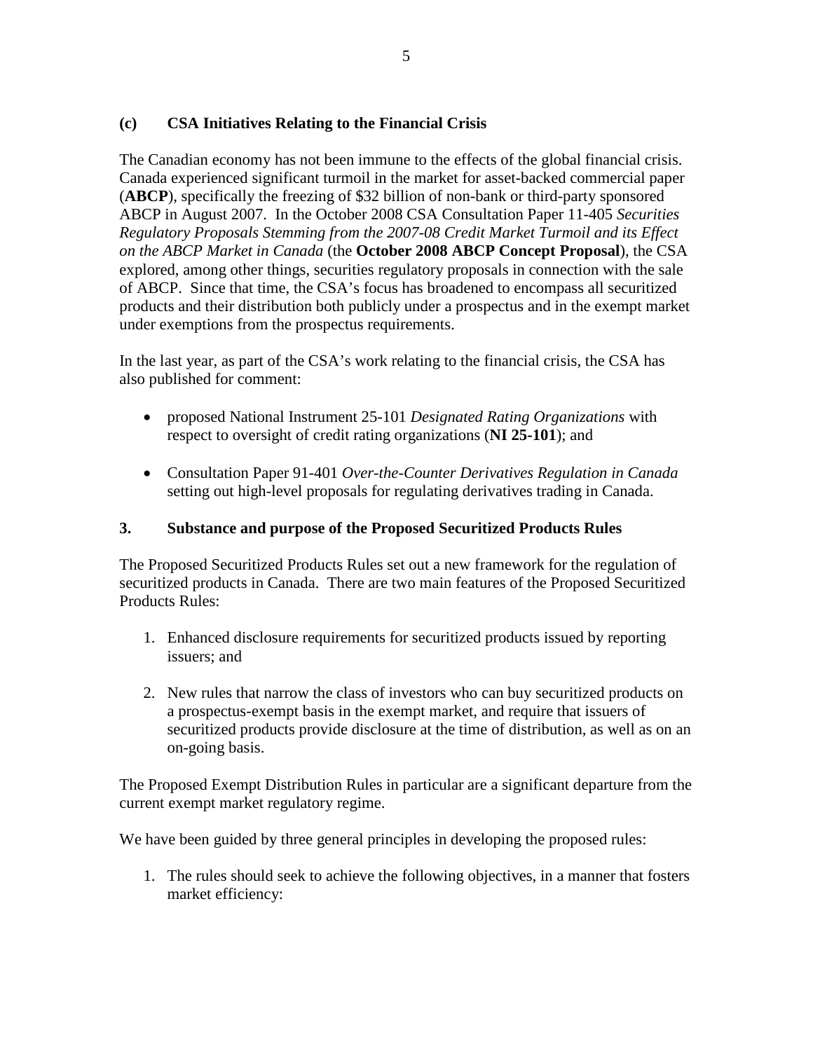### (c) CSA Initiatives Relating to the Financial Crisis

The Canadian economy has not been immune to the effects of the global financial crisis. Canada experienced significant turmoil in the market for asset-backed commercial paper (**ABCP**), specifically the freezing of $32 billion of non-bank or third-party sponsored ABCP in August 2007. In the October 2008 CSA Consultation Paper 11-405 *Securities Regulatory Proposals Stemming from the 2007-08 Credit Market Turmoil and its Effect on the ABCP Market in Canada* (the **October 2008 ABCP Concept Proposal**), the CSA explored, among other things, securities regulatory proposals in connection with the sale of ABCP. Since that time, the CSA's focus has broadened to encompass all securitized products and their distribution both publicly under a prospectus and in the exempt market under exemptions from the prospectus requirements.

In the last year, as part of the CSA's work relating to the financial crisis, the CSA has also published for comment:

- proposed National Instrument 25-101 *Designated Rating Organizations* with respect to oversight of credit rating organizations (**NI 25-101**); and
- Consultation Paper 91-401 *Over-the-Counter Derivatives Regulation in Canada* setting out high-level proposals for regulating derivatives trading in Canada.

## 3. Substance and purpose of the Proposed Securitized Products Rules

The Proposed Securitized Products Rules set out a new framework for the regulation of securitized products in Canada. There are two main features of the Proposed Securitized Products Rules:

1. Enhanced disclosure requirements for securitized products issued by reporting issuers; and
2. New rules that narrow the class of investors who can buy securitized products on a prospectus-exempt basis in the exempt market, and require that issuers of securitized products provide disclosure at the time of distribution, as well as on an on-going basis.

The Proposed Exempt Distribution Rules in particular are a significant departure from the current exempt market regulatory regime.

We have been guided by three general principles in developing the proposed rules:

1. The rules should seek to achieve the following objectives, in a manner that fosters market efficiency: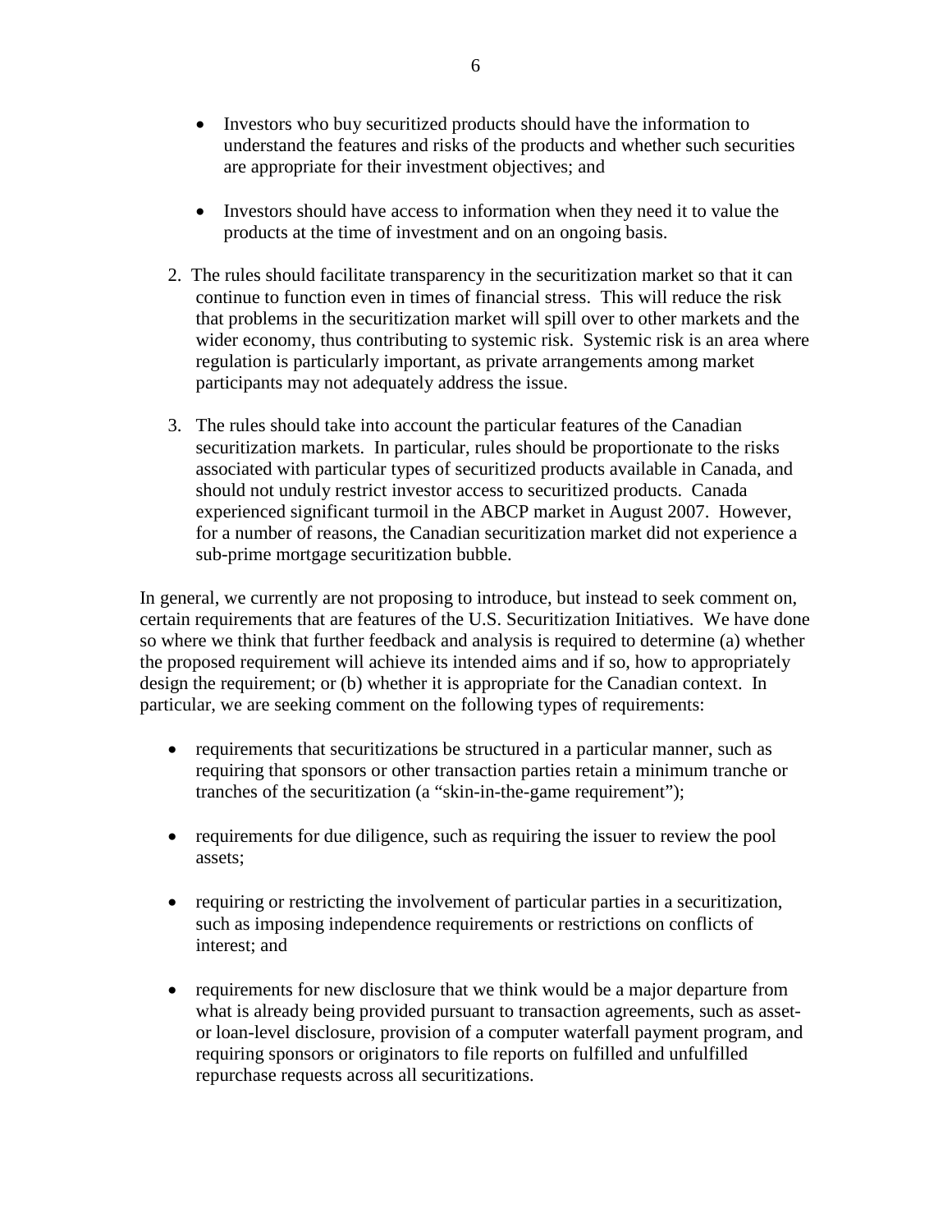- Investors who buy securitized products should have the information to understand the features and risks of the products and whether such securities are appropriate for their investment objectives; and

- Investors should have access to information when they need it to value the products at the time of investment and on an ongoing basis.

2. The rules should facilitate transparency in the securitization market so that it can continue to function even in times of financial stress. This will reduce the risk that problems in the securitization market will spill over to other markets and the wider economy, thus contributing to systemic risk. Systemic risk is an area where regulation is particularly important, as private arrangements among market participants may not adequately address the issue.

3. The rules should take into account the particular features of the Canadian securitization markets. In particular, rules should be proportionate to the risks associated with particular types of securitized products available in Canada, and should not unduly restrict investor access to securitized products. Canada experienced significant turmoil in the ABCP market in August 2007. However, for a number of reasons, the Canadian securitization market did not experience a sub-prime mortgage securitization bubble.

In general, we currently are not proposing to introduce, but instead to seek comment on, certain requirements that are features of the U.S. Securitization Initiatives. We have done so where we think that further feedback and analysis is required to determine (a) whether the proposed requirement will achieve its intended aims and if so, how to appropriately design the requirement; or (b) whether it is appropriate for the Canadian context. In particular, we are seeking comment on the following types of requirements:

- requirements that securitizations be structured in a particular manner, such as requiring that sponsors or other transaction parties retain a minimum tranche or tranches of the securitization (a "skin-in-the-game requirement");

- requirements for due diligence, such as requiring the issuer to review the pool assets;

- requiring or restricting the involvement of particular parties in a securitization, such as imposing independence requirements or restrictions on conflicts of interest; and

- requirements for new disclosure that we think would be a major departure from what is already being provided pursuant to transaction agreements, such as asset- or loan-level disclosure, provision of a computer waterfall payment program, and requiring sponsors or originators to file reports on fulfilled and unfulfilled repurchase requests across all securitizations.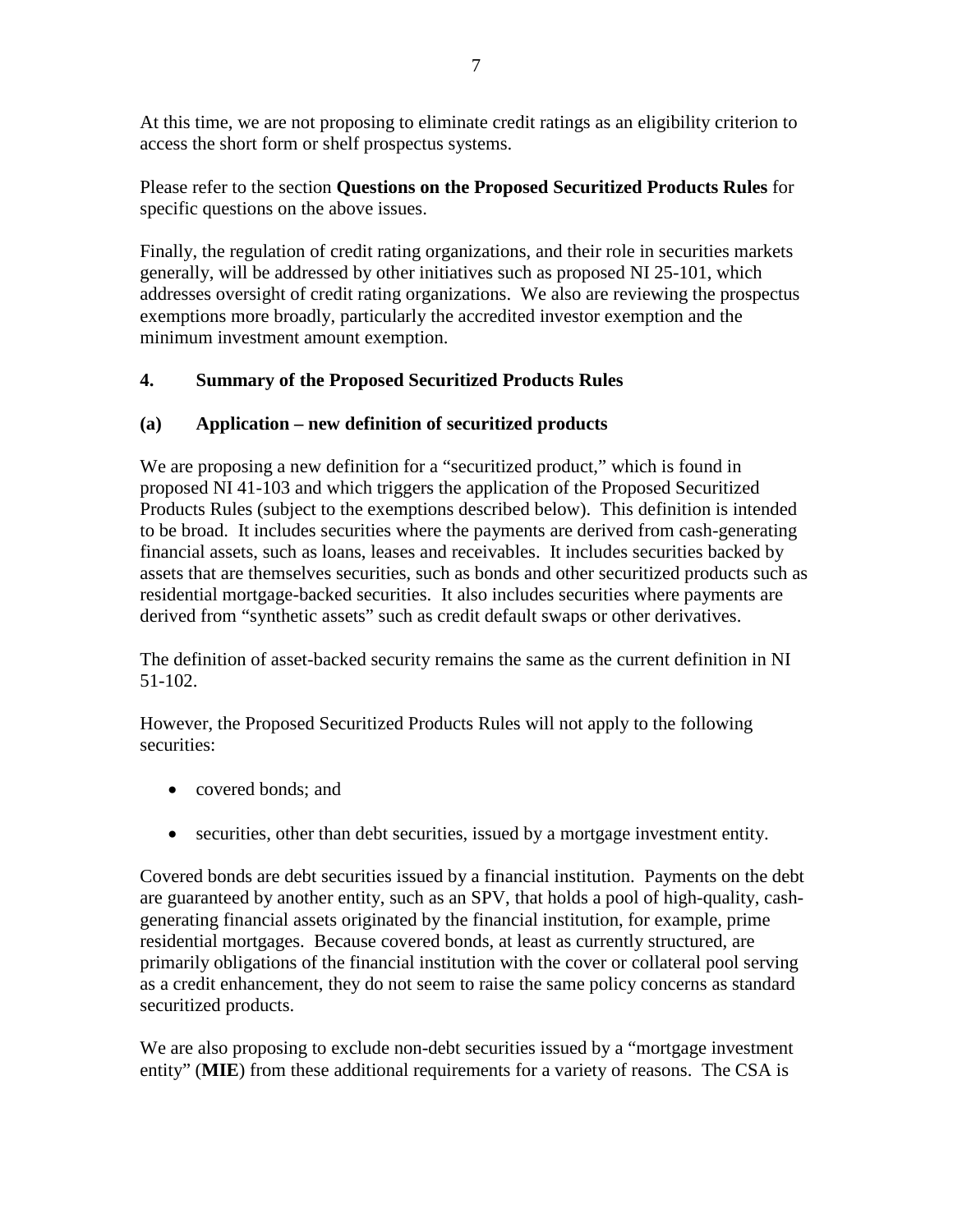At this time, we are not proposing to eliminate credit ratings as an eligibility criterion to access the short form or shelf prospectus systems.

Please refer to the section **Questions on the Proposed Securitized Products Rules** for specific questions on the above issues.

Finally, the regulation of credit rating organizations, and their role in securities markets generally, will be addressed by other initiatives such as proposed NI 25-101, which addresses oversight of credit rating organizations. We also are reviewing the prospectus exemptions more broadly, particularly the accredited investor exemption and the minimum investment amount exemption.

## 4. Summary of the Proposed Securitized Products Rules

### (a) Application – new definition of securitized products

We are proposing a new definition for a "securitized product," which is found in proposed NI 41-103 and which triggers the application of the Proposed Securitized Products Rules (subject to the exemptions described below). This definition is intended to be broad. It includes securities where the payments are derived from cash-generating financial assets, such as loans, leases and receivables. It includes securities backed by assets that are themselves securities, such as bonds and other securitized products such as residential mortgage-backed securities. It also includes securities where payments are derived from "synthetic assets" such as credit default swaps or other derivatives.

The definition of asset-backed security remains the same as the current definition in NI 51-102.

However, the Proposed Securitized Products Rules will not apply to the following securities:

- covered bonds; and
- securities, other than debt securities, issued by a mortgage investment entity.

Covered bonds are debt securities issued by a financial institution. Payments on the debt are guaranteed by another entity, such as an SPV, that holds a pool of high-quality, cash-generating financial assets originated by the financial institution, for example, prime residential mortgages. Because covered bonds, at least as currently structured, are primarily obligations of the financial institution with the cover or collateral pool serving as a credit enhancement, they do not seem to raise the same policy concerns as standard securitized products.

We are also proposing to exclude non-debt securities issued by a "mortgage investment entity" (**MIE**) from these additional requirements for a variety of reasons. The CSA is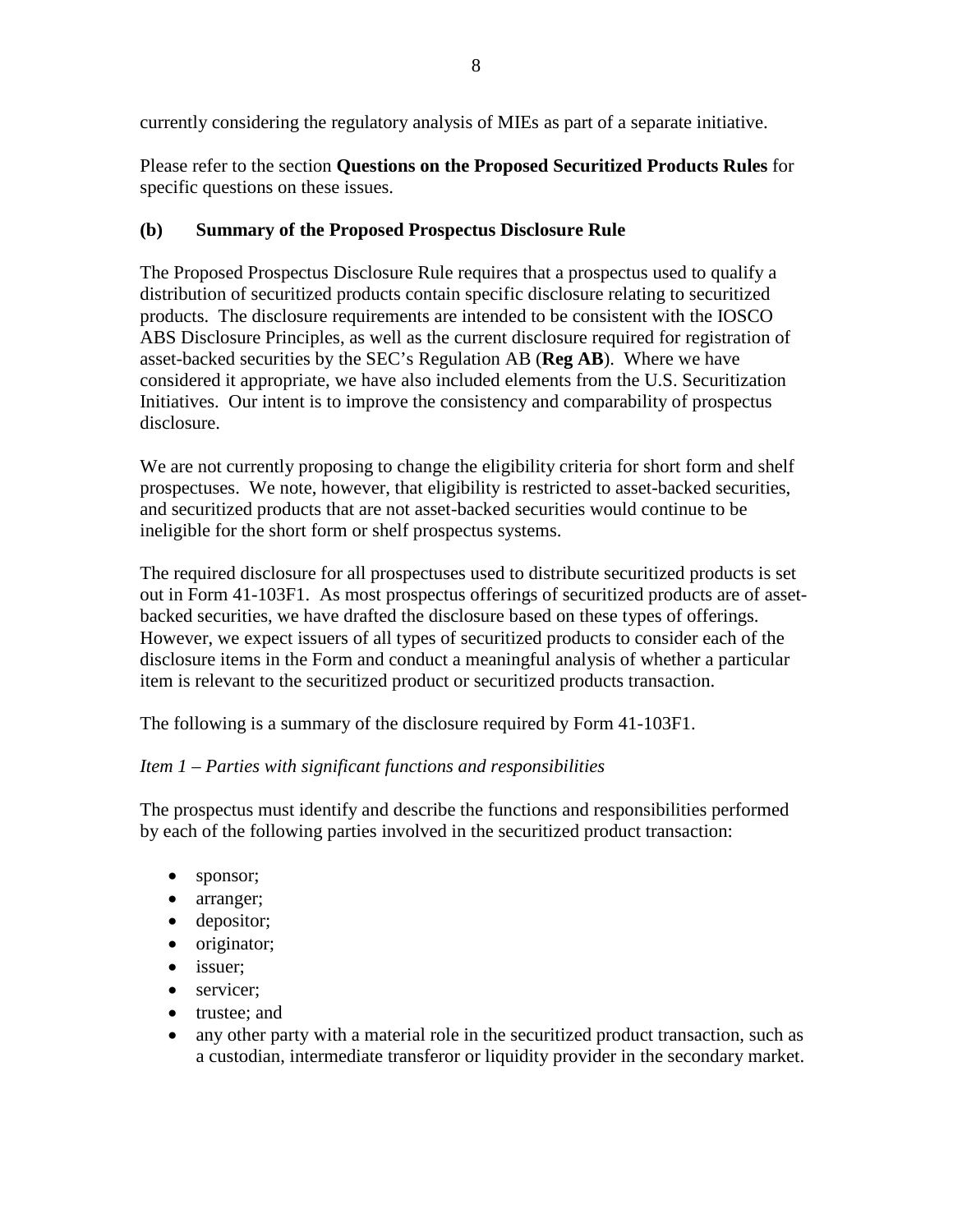currently considering the regulatory analysis of MIEs as part of a separate initiative.

Please refer to the section **Questions on the Proposed Securitized Products Rules** for specific questions on these issues.

### (b) Summary of the Proposed Prospectus Disclosure Rule

The Proposed Prospectus Disclosure Rule requires that a prospectus used to qualify a distribution of securitized products contain specific disclosure relating to securitized products. The disclosure requirements are intended to be consistent with the IOSCO ABS Disclosure Principles, as well as the current disclosure required for registration of asset-backed securities by the SEC's Regulation AB (**Reg AB**). Where we have considered it appropriate, we have also included elements from the U.S. Securitization Initiatives. Our intent is to improve the consistency and comparability of prospectus disclosure.

We are not currently proposing to change the eligibility criteria for short form and shelf prospectuses. We note, however, that eligibility is restricted to asset-backed securities, and securitized products that are not asset-backed securities would continue to be ineligible for the short form or shelf prospectus systems.

The required disclosure for all prospectuses used to distribute securitized products is set out in Form 41-103F1. As most prospectus offerings of securitized products are of asset-backed securities, we have drafted the disclosure based on these types of offerings. However, we expect issuers of all types of securitized products to consider each of the disclosure items in the Form and conduct a meaningful analysis of whether a particular item is relevant to the securitized product or securitized products transaction.

The following is a summary of the disclosure required by Form 41-103F1.

*Item 1 – Parties with significant functions and responsibilities*

The prospectus must identify and describe the functions and responsibilities performed by each of the following parties involved in the securitized product transaction:

- sponsor;
- arranger;
- depositor;
- originator;
- issuer;
- servicer;
- trustee; and
- any other party with a material role in the securitized product transaction, such as a custodian, intermediate transferor or liquidity provider in the secondary market.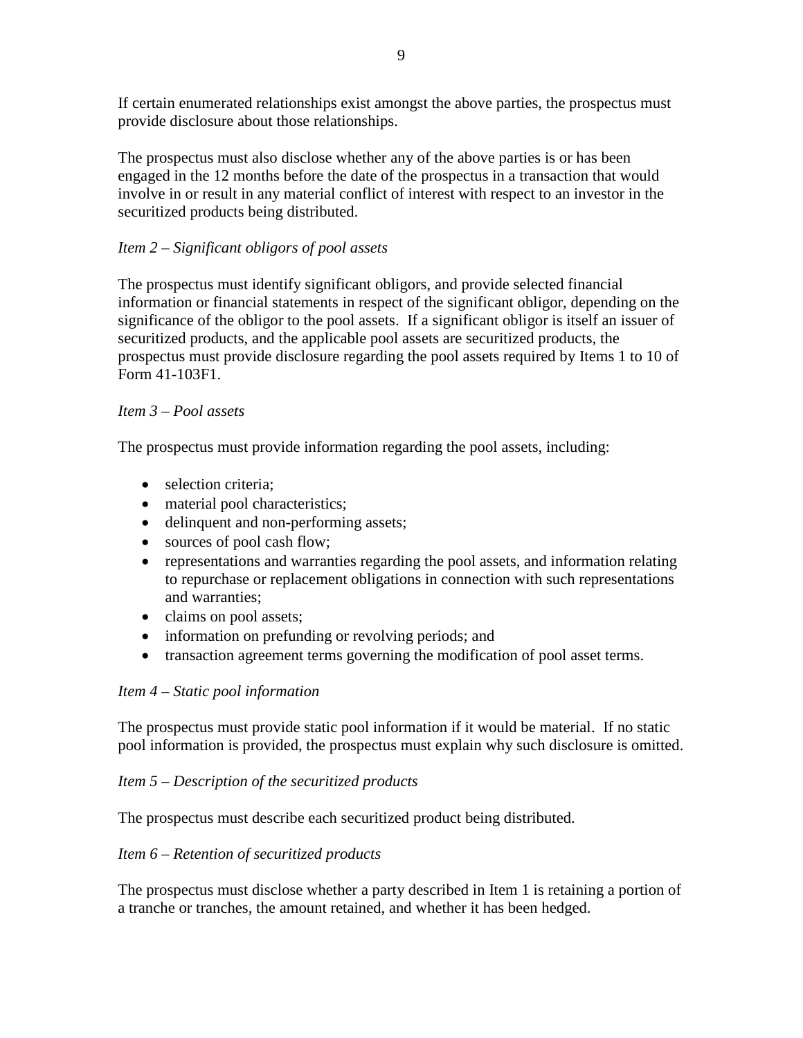If certain enumerated relationships exist amongst the above parties, the prospectus must provide disclosure about those relationships.

The prospectus must also disclose whether any of the above parties is or has been engaged in the 12 months before the date of the prospectus in a transaction that would involve in or result in any material conflict of interest with respect to an investor in the securitized products being distributed.

*Item 2 – Significant obligors of pool assets*

The prospectus must identify significant obligors, and provide selected financial information or financial statements in respect of the significant obligor, depending on the significance of the obligor to the pool assets. If a significant obligor is itself an issuer of securitized products, and the applicable pool assets are securitized products, the prospectus must provide disclosure regarding the pool assets required by Items 1 to 10 of Form 41-103F1.

*Item 3 – Pool assets*

The prospectus must provide information regarding the pool assets, including:

- selection criteria;
- material pool characteristics;
- delinquent and non-performing assets;
- sources of pool cash flow;
- representations and warranties regarding the pool assets, and information relating to repurchase or replacement obligations in connection with such representations and warranties;
- claims on pool assets;
- information on prefunding or revolving periods; and
- transaction agreement terms governing the modification of pool asset terms.

*Item 4 – Static pool information*

The prospectus must provide static pool information if it would be material. If no static pool information is provided, the prospectus must explain why such disclosure is omitted.

*Item 5 – Description of the securitized products*

The prospectus must describe each securitized product being distributed.

*Item 6 – Retention of securitized products*

The prospectus must disclose whether a party described in Item 1 is retaining a portion of a tranche or tranches, the amount retained, and whether it has been hedged.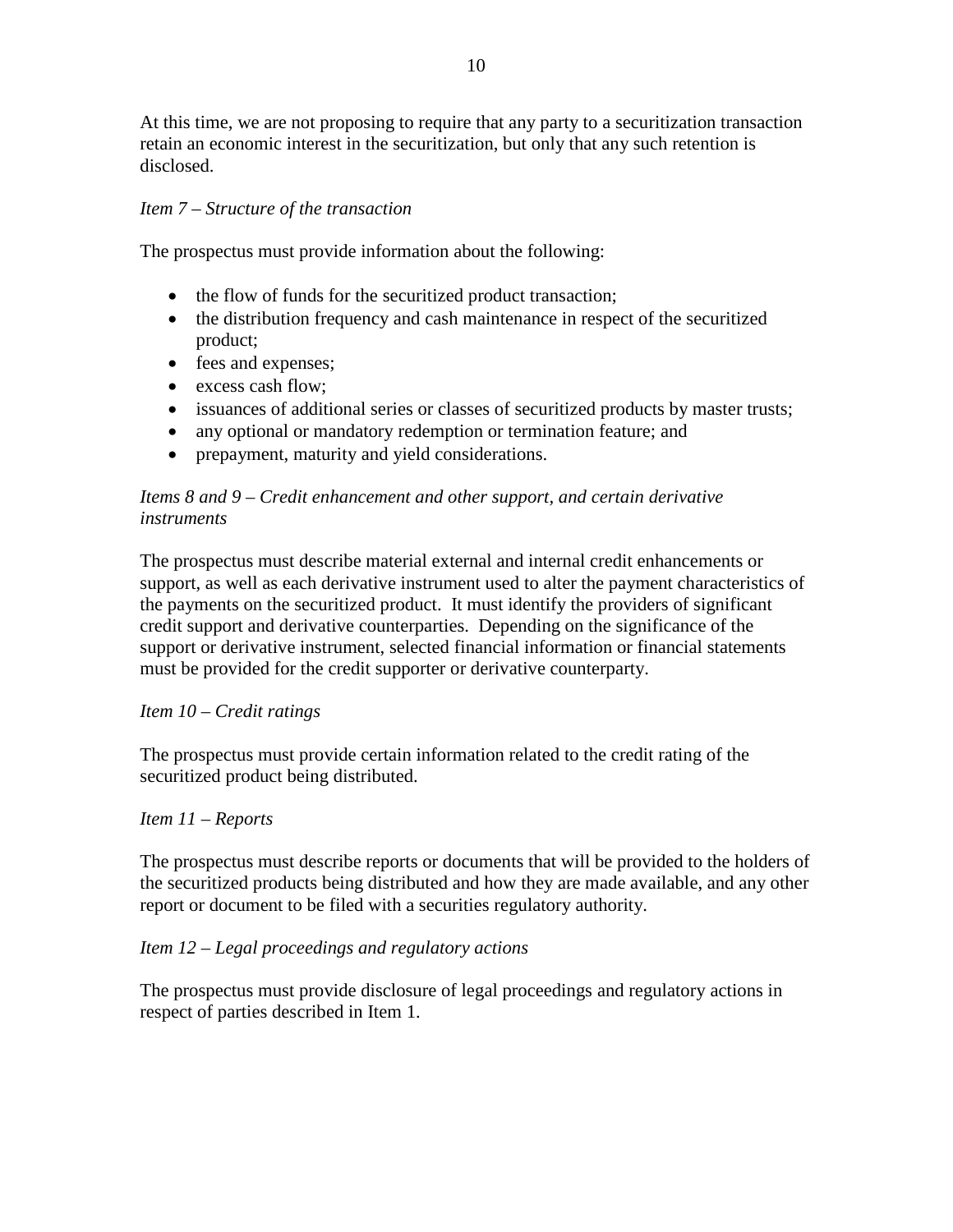At this time, we are not proposing to require that any party to a securitization transaction retain an economic interest in the securitization, but only that any such retention is disclosed.

*Item 7 – Structure of the transaction*

The prospectus must provide information about the following:

- the flow of funds for the securitized product transaction;
- the distribution frequency and cash maintenance in respect of the securitized product;
- fees and expenses;
- excess cash flow;
- issuances of additional series or classes of securitized products by master trusts;
- any optional or mandatory redemption or termination feature; and
- prepayment, maturity and yield considerations.

*Items 8 and 9 – Credit enhancement and other support, and certain derivative instruments*

The prospectus must describe material external and internal credit enhancements or support, as well as each derivative instrument used to alter the payment characteristics of the payments on the securitized product. It must identify the providers of significant credit support and derivative counterparties. Depending on the significance of the support or derivative instrument, selected financial information or financial statements must be provided for the credit supporter or derivative counterparty.

*Item 10 – Credit ratings*

The prospectus must provide certain information related to the credit rating of the securitized product being distributed.

*Item 11 – Reports*

The prospectus must describe reports or documents that will be provided to the holders of the securitized products being distributed and how they are made available, and any other report or document to be filed with a securities regulatory authority.

*Item 12 – Legal proceedings and regulatory actions*

The prospectus must provide disclosure of legal proceedings and regulatory actions in respect of parties described in Item 1.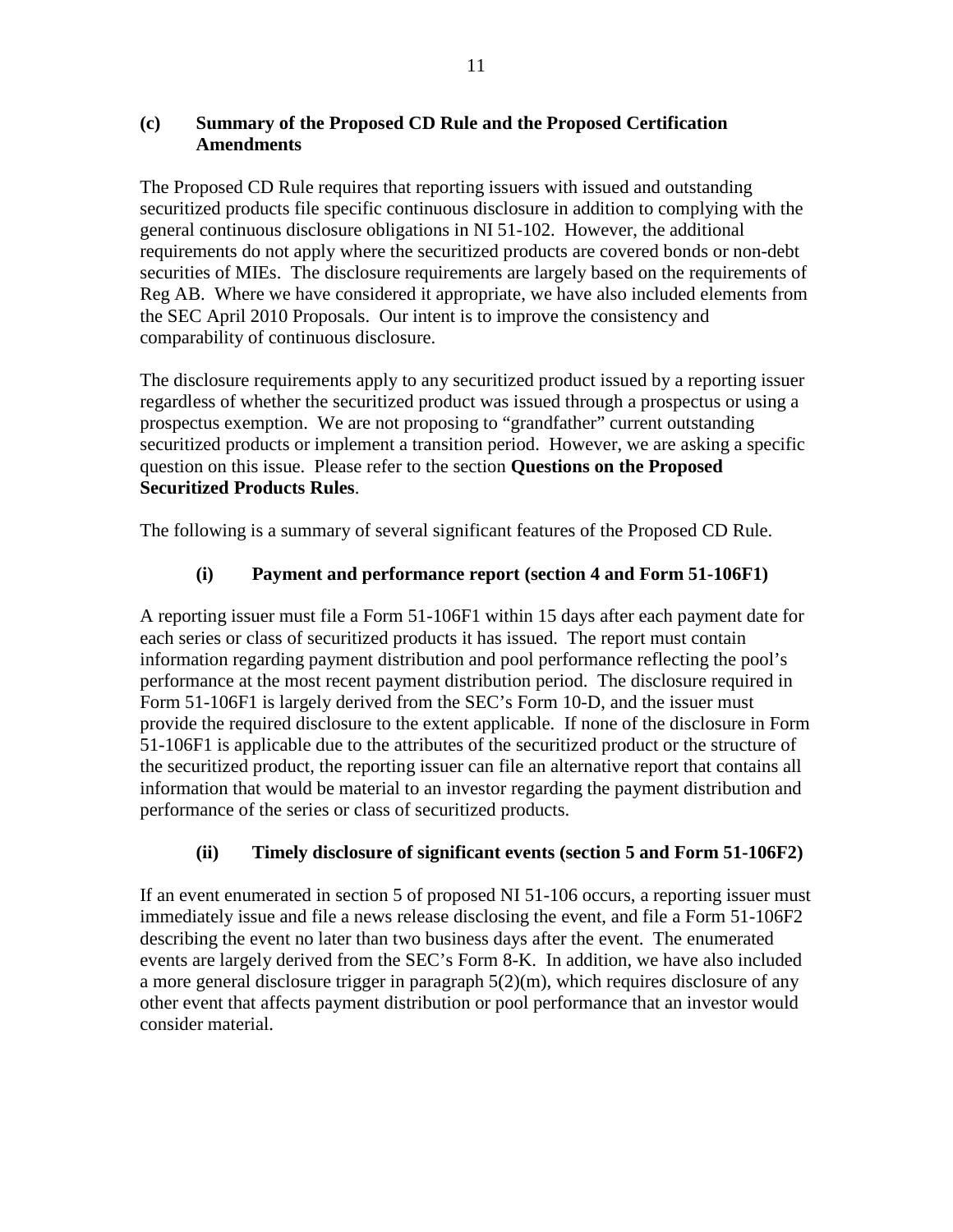### (c) Summary of the Proposed CD Rule and the Proposed Certification Amendments

The Proposed CD Rule requires that reporting issuers with issued and outstanding securitized products file specific continuous disclosure in addition to complying with the general continuous disclosure obligations in NI 51-102. However, the additional requirements do not apply where the securitized products are covered bonds or non-debt securities of MIEs. The disclosure requirements are largely based on the requirements of Reg AB. Where we have considered it appropriate, we have also included elements from the SEC April 2010 Proposals. Our intent is to improve the consistency and comparability of continuous disclosure.

The disclosure requirements apply to any securitized product issued by a reporting issuer regardless of whether the securitized product was issued through a prospectus or using a prospectus exemption. We are not proposing to "grandfather" current outstanding securitized products or implement a transition period. However, we are asking a specific question on this issue. Please refer to the section **Questions on the Proposed Securitized Products Rules**.

The following is a summary of several significant features of the Proposed CD Rule.

#### (i) Payment and performance report (section 4 and Form 51-106F1)

A reporting issuer must file a Form 51-106F1 within 15 days after each payment date for each series or class of securitized products it has issued. The report must contain information regarding payment distribution and pool performance reflecting the pool's performance at the most recent payment distribution period. The disclosure required in Form 51-106F1 is largely derived from the SEC's Form 10-D, and the issuer must provide the required disclosure to the extent applicable. If none of the disclosure in Form 51-106F1 is applicable due to the attributes of the securitized product or the structure of the securitized product, the reporting issuer can file an alternative report that contains all information that would be material to an investor regarding the payment distribution and performance of the series or class of securitized products.

#### (ii) Timely disclosure of significant events (section 5 and Form 51-106F2)

If an event enumerated in section 5 of proposed NI 51-106 occurs, a reporting issuer must immediately issue and file a news release disclosing the event, and file a Form 51-106F2 describing the event no later than two business days after the event. The enumerated events are largely derived from the SEC's Form 8-K. In addition, we have also included a more general disclosure trigger in paragraph 5(2)(m), which requires disclosure of any other event that affects payment distribution or pool performance that an investor would consider material.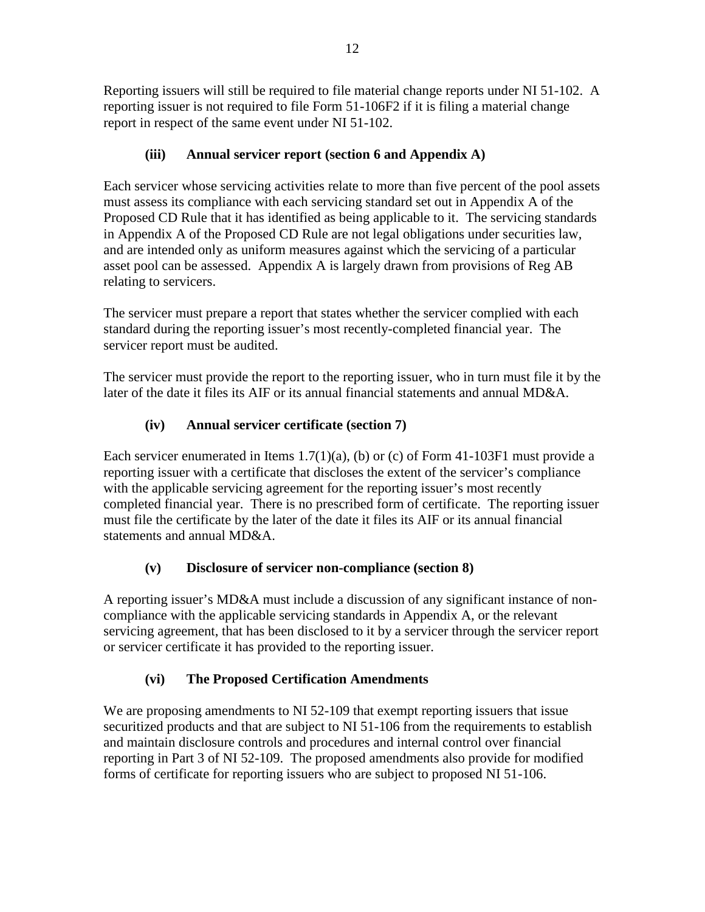Reporting issuers will still be required to file material change reports under NI 51-102. A reporting issuer is not required to file Form 51-106F2 if it is filing a material change report in respect of the same event under NI 51-102.

### (iii) Annual servicer report (section 6 and Appendix A)

Each servicer whose servicing activities relate to more than five percent of the pool assets must assess its compliance with each servicing standard set out in Appendix A of the Proposed CD Rule that it has identified as being applicable to it. The servicing standards in Appendix A of the Proposed CD Rule are not legal obligations under securities law, and are intended only as uniform measures against which the servicing of a particular asset pool can be assessed. Appendix A is largely drawn from provisions of Reg AB relating to servicers.

The servicer must prepare a report that states whether the servicer complied with each standard during the reporting issuer's most recently-completed financial year. The servicer report must be audited.

The servicer must provide the report to the reporting issuer, who in turn must file it by the later of the date it files its AIF or its annual financial statements and annual MD&A.

### (iv) Annual servicer certificate (section 7)

Each servicer enumerated in Items 1.7(1)(a), (b) or (c) of Form 41-103F1 must provide a reporting issuer with a certificate that discloses the extent of the servicer's compliance with the applicable servicing agreement for the reporting issuer's most recently completed financial year. There is no prescribed form of certificate. The reporting issuer must file the certificate by the later of the date it files its AIF or its annual financial statements and annual MD&A.

### (v) Disclosure of servicer non-compliance (section 8)

A reporting issuer's MD&A must include a discussion of any significant instance of non-compliance with the applicable servicing standards in Appendix A, or the relevant servicing agreement, that has been disclosed to it by a servicer through the servicer report or servicer certificate it has provided to the reporting issuer.

### (vi) The Proposed Certification Amendments

We are proposing amendments to NI 52-109 that exempt reporting issuers that issue securitized products and that are subject to NI 51-106 from the requirements to establish and maintain disclosure controls and procedures and internal control over financial reporting in Part 3 of NI 52-109. The proposed amendments also provide for modified forms of certificate for reporting issuers who are subject to proposed NI 51-106.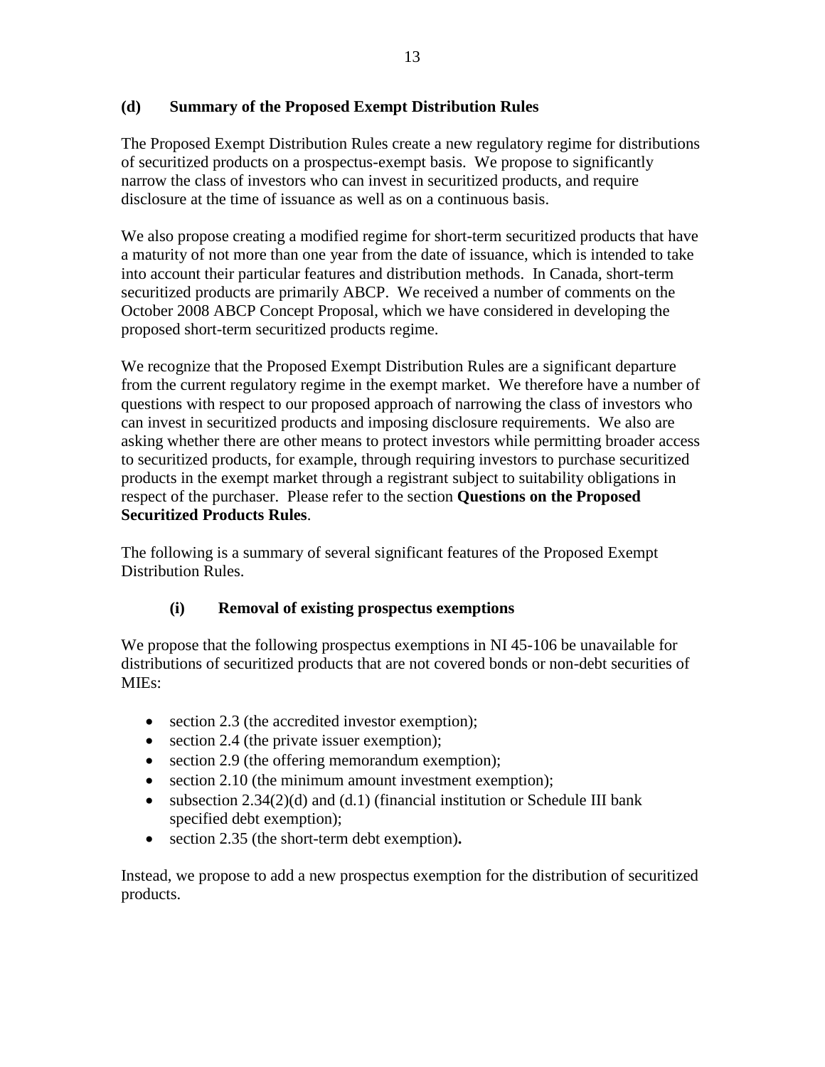### (d) Summary of the Proposed Exempt Distribution Rules

The Proposed Exempt Distribution Rules create a new regulatory regime for distributions of securitized products on a prospectus-exempt basis. We propose to significantly narrow the class of investors who can invest in securitized products, and require disclosure at the time of issuance as well as on a continuous basis.

We also propose creating a modified regime for short-term securitized products that have a maturity of not more than one year from the date of issuance, which is intended to take into account their particular features and distribution methods. In Canada, short-term securitized products are primarily ABCP. We received a number of comments on the October 2008 ABCP Concept Proposal, which we have considered in developing the proposed short-term securitized products regime.

We recognize that the Proposed Exempt Distribution Rules are a significant departure from the current regulatory regime in the exempt market. We therefore have a number of questions with respect to our proposed approach of narrowing the class of investors who can invest in securitized products and imposing disclosure requirements. We also are asking whether there are other means to protect investors while permitting broader access to securitized products, for example, through requiring investors to purchase securitized products in the exempt market through a registrant subject to suitability obligations in respect of the purchaser. Please refer to the section **Questions on the Proposed Securitized Products Rules**.

The following is a summary of several significant features of the Proposed Exempt Distribution Rules.

#### (i) Removal of existing prospectus exemptions

We propose that the following prospectus exemptions in NI 45-106 be unavailable for distributions of securitized products that are not covered bonds or non-debt securities of MIEs:

- section 2.3 (the accredited investor exemption);
- section 2.4 (the private issuer exemption);
- section 2.9 (the offering memorandum exemption);
- section 2.10 (the minimum amount investment exemption);
- subsection 2.34(2)(d) and (d.1) (financial institution or Schedule III bank specified debt exemption);
- section 2.35 (the short-term debt exemption).

Instead, we propose to add a new prospectus exemption for the distribution of securitized products.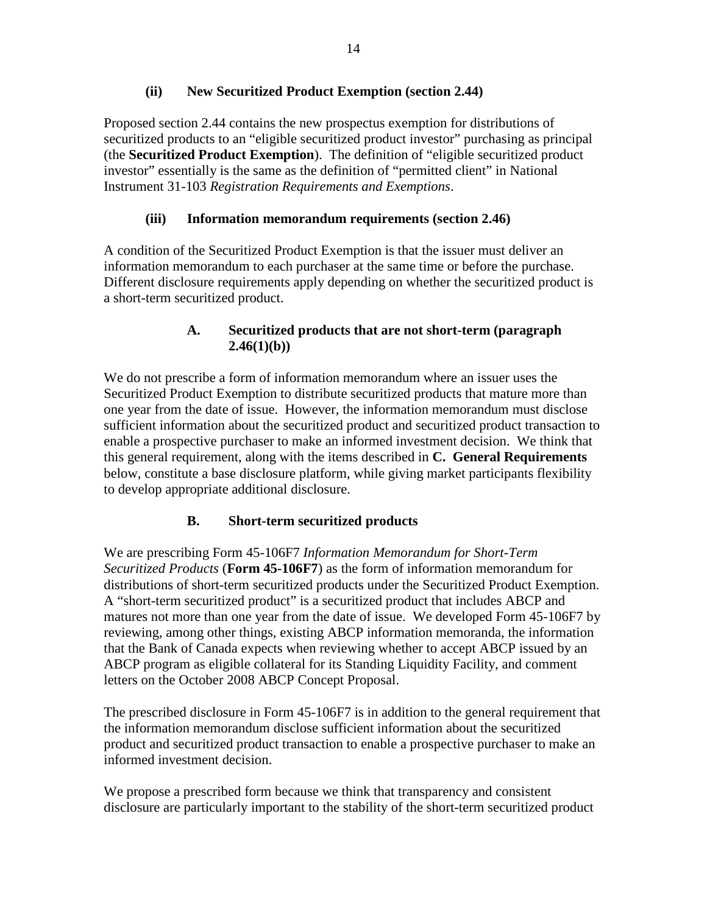#### (ii) New Securitized Product Exemption (section 2.44)

Proposed section 2.44 contains the new prospectus exemption for distributions of securitized products to an "eligible securitized product investor" purchasing as principal (the **Securitized Product Exemption**). The definition of "eligible securitized product investor" essentially is the same as the definition of "permitted client" in National Instrument 31-103 *Registration Requirements and Exemptions*.

#### (iii) Information memorandum requirements (section 2.46)

A condition of the Securitized Product Exemption is that the issuer must deliver an information memorandum to each purchaser at the same time or before the purchase. Different disclosure requirements apply depending on whether the securitized product is a short-term securitized product.

##### A. Securitized products that are not short-term (paragraph 2.46(1)(b))

We do not prescribe a form of information memorandum where an issuer uses the Securitized Product Exemption to distribute securitized products that mature more than one year from the date of issue. However, the information memorandum must disclose sufficient information about the securitized product and securitized product transaction to enable a prospective purchaser to make an informed investment decision. We think that this general requirement, along with the items described in **C. General Requirements** below, constitute a base disclosure platform, while giving market participants flexibility to develop appropriate additional disclosure.

##### B. Short-term securitized products

We are prescribing Form 45-106F7 *Information Memorandum for Short-Term Securitized Products* (**Form 45-106F7**) as the form of information memorandum for distributions of short-term securitized products under the Securitized Product Exemption. A "short-term securitized product" is a securitized product that includes ABCP and matures not more than one year from the date of issue. We developed Form 45-106F7 by reviewing, among other things, existing ABCP information memoranda, the information that the Bank of Canada expects when reviewing whether to accept ABCP issued by an ABCP program as eligible collateral for its Standing Liquidity Facility, and comment letters on the October 2008 ABCP Concept Proposal.

The prescribed disclosure in Form 45-106F7 is in addition to the general requirement that the information memorandum disclose sufficient information about the securitized product and securitized product transaction to enable a prospective purchaser to make an informed investment decision.

We propose a prescribed form because we think that transparency and consistent disclosure are particularly important to the stability of the short-term securitized product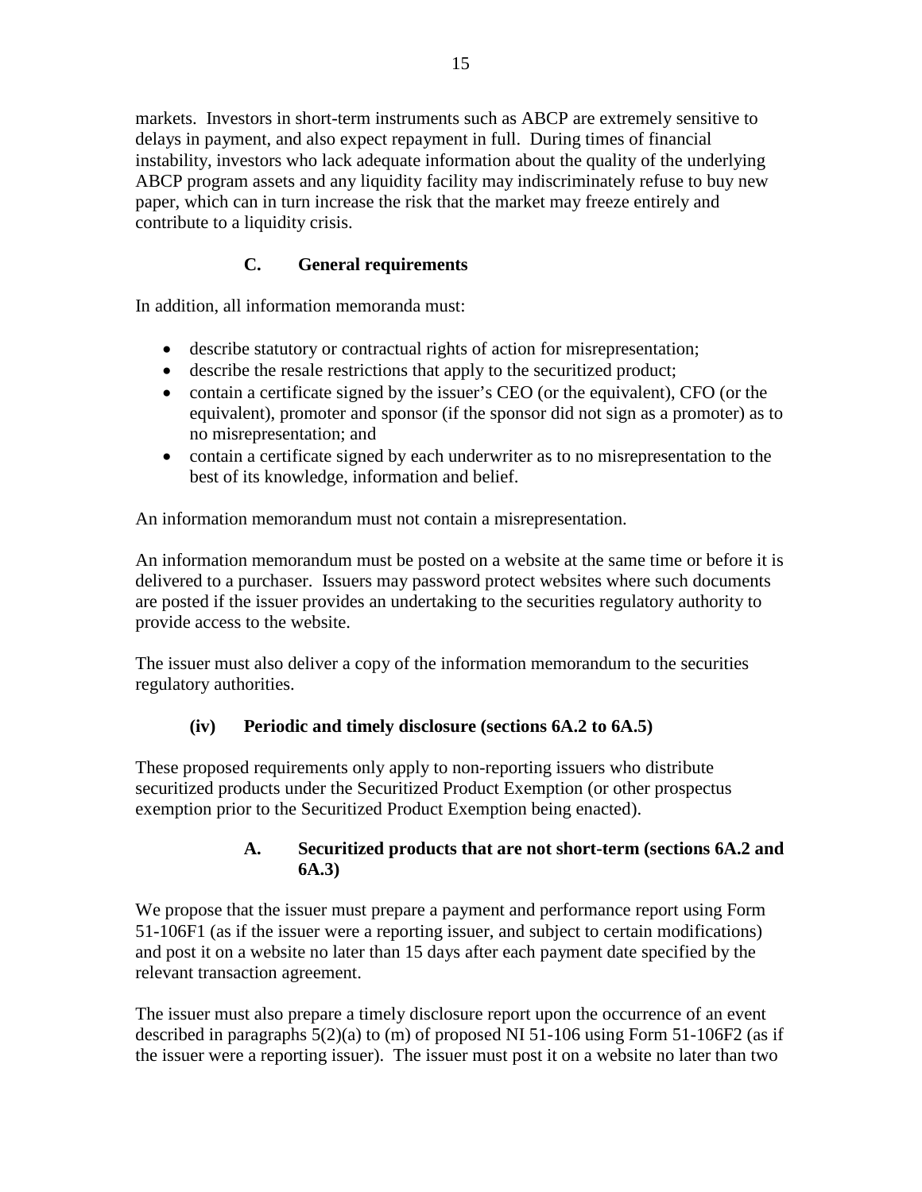markets. Investors in short-term instruments such as ABCP are extremely sensitive to delays in payment, and also expect repayment in full. During times of financial instability, investors who lack adequate information about the quality of the underlying ABCP program assets and any liquidity facility may indiscriminately refuse to buy new paper, which can in turn increase the risk that the market may freeze entirely and contribute to a liquidity crisis.

#### C. General requirements

In addition, all information memoranda must:

- describe statutory or contractual rights of action for misrepresentation;
- describe the resale restrictions that apply to the securitized product;
- contain a certificate signed by the issuer's CEO (or the equivalent), CFO (or the equivalent), promoter and sponsor (if the sponsor did not sign as a promoter) as to no misrepresentation; and
- contain a certificate signed by each underwriter as to no misrepresentation to the best of its knowledge, information and belief.

An information memorandum must not contain a misrepresentation.

An information memorandum must be posted on a website at the same time or before it is delivered to a purchaser. Issuers may password protect websites where such documents are posted if the issuer provides an undertaking to the securities regulatory authority to provide access to the website.

The issuer must also deliver a copy of the information memorandum to the securities regulatory authorities.

### (iv) Periodic and timely disclosure (sections 6A.2 to 6A.5)

These proposed requirements only apply to non-reporting issuers who distribute securitized products under the Securitized Product Exemption (or other prospectus exemption prior to the Securitized Product Exemption being enacted).

#### A. Securitized products that are not short-term (sections 6A.2 and 6A.3)

We propose that the issuer must prepare a payment and performance report using Form 51-106F1 (as if the issuer were a reporting issuer, and subject to certain modifications) and post it on a website no later than 15 days after each payment date specified by the relevant transaction agreement.

The issuer must also prepare a timely disclosure report upon the occurrence of an event described in paragraphs 5(2)(a) to (m) of proposed NI 51-106 using Form 51-106F2 (as if the issuer were a reporting issuer). The issuer must post it on a website no later than two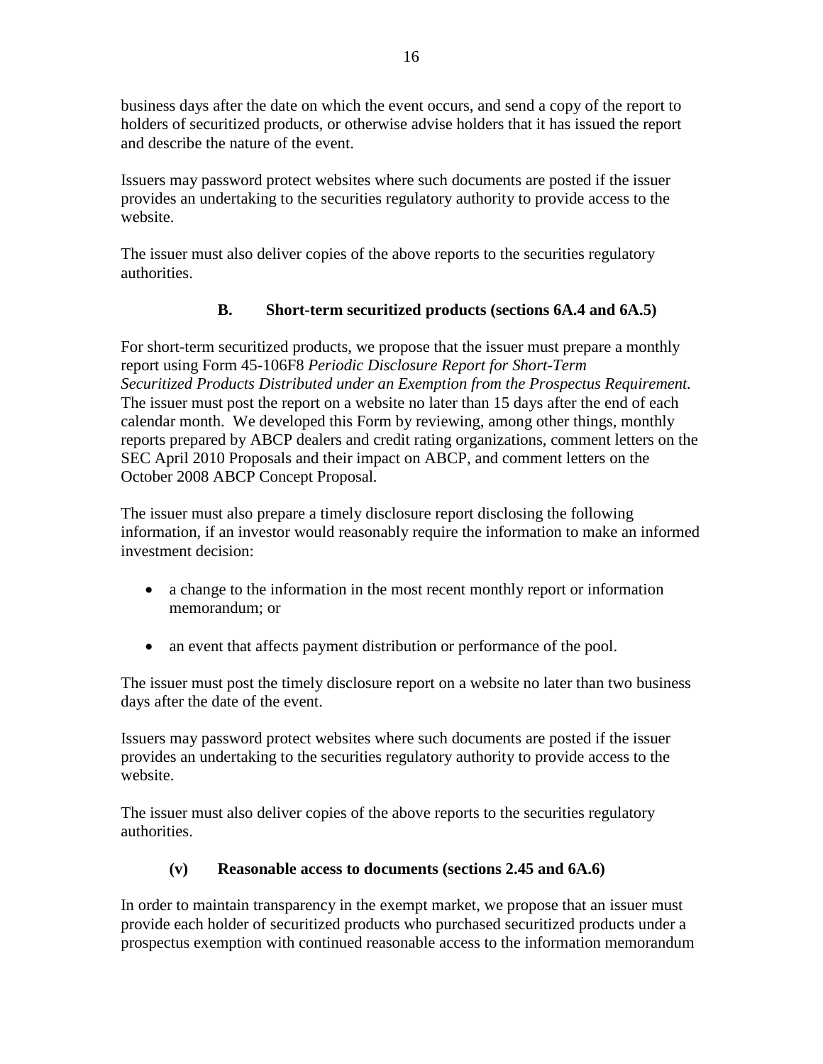business days after the date on which the event occurs, and send a copy of the report to holders of securitized products, or otherwise advise holders that it has issued the report and describe the nature of the event.

Issuers may password protect websites where such documents are posted if the issuer provides an undertaking to the securities regulatory authority to provide access to the website.

The issuer must also deliver copies of the above reports to the securities regulatory authorities.

### B. Short-term securitized products (sections 6A.4 and 6A.5)

For short-term securitized products, we propose that the issuer must prepare a monthly report using Form 45-106F8 *Periodic Disclosure Report for Short-Term Securitized Products Distributed under an Exemption from the Prospectus Requirement.* The issuer must post the report on a website no later than 15 days after the end of each calendar month. We developed this Form by reviewing, among other things, monthly reports prepared by ABCP dealers and credit rating organizations, comment letters on the SEC April 2010 Proposals and their impact on ABCP, and comment letters on the October 2008 ABCP Concept Proposal.

The issuer must also prepare a timely disclosure report disclosing the following information, if an investor would reasonably require the information to make an informed investment decision:

- a change to the information in the most recent monthly report or information memorandum; or
- an event that affects payment distribution or performance of the pool.

The issuer must post the timely disclosure report on a website no later than two business days after the date of the event.

Issuers may password protect websites where such documents are posted if the issuer provides an undertaking to the securities regulatory authority to provide access to the website.

The issuer must also deliver copies of the above reports to the securities regulatory authorities.

### (v) Reasonable access to documents (sections 2.45 and 6A.6)

In order to maintain transparency in the exempt market, we propose that an issuer must provide each holder of securitized products who purchased securitized products under a prospectus exemption with continued reasonable access to the information memorandum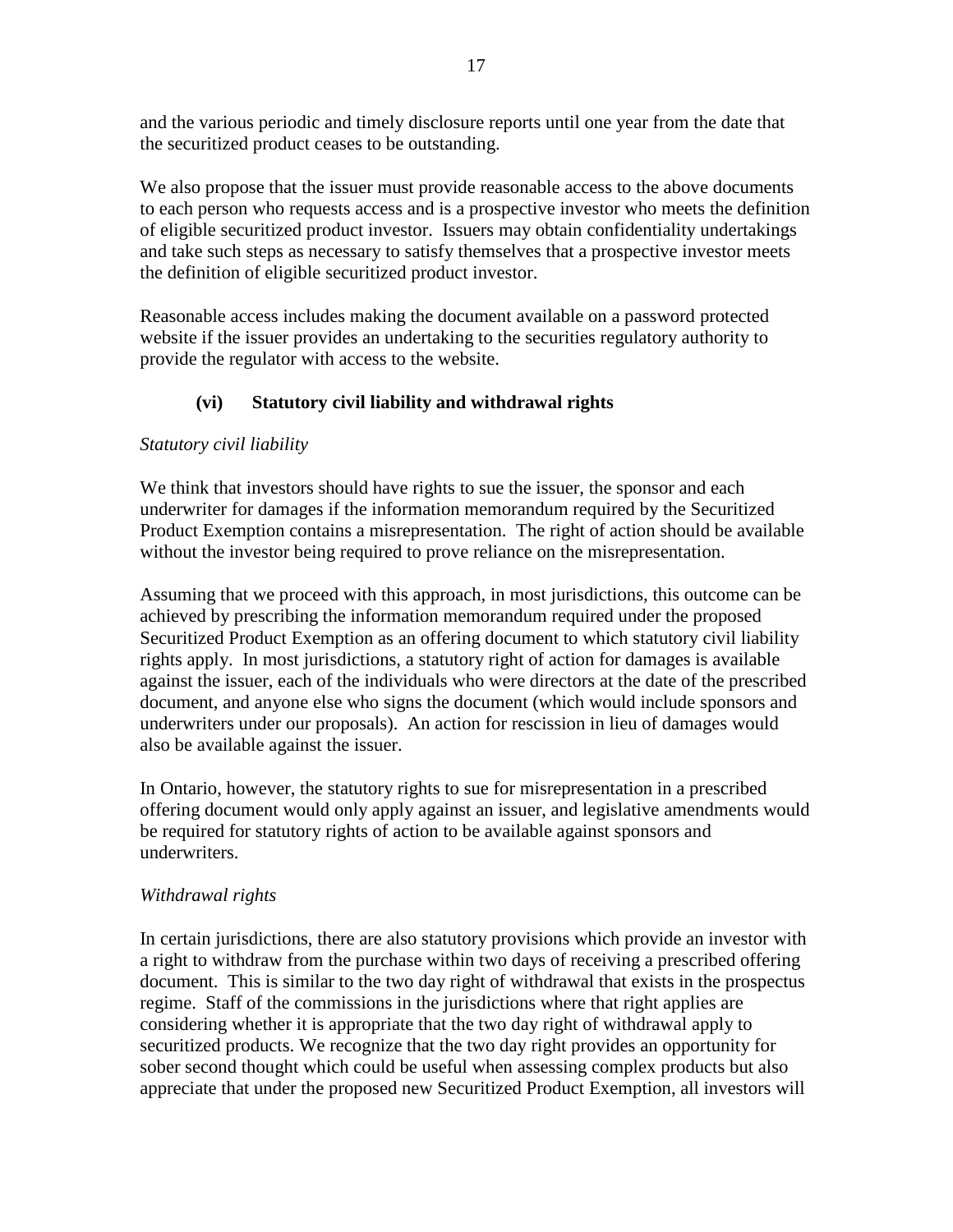and the various periodic and timely disclosure reports until one year from the date that the securitized product ceases to be outstanding.

We also propose that the issuer must provide reasonable access to the above documents to each person who requests access and is a prospective investor who meets the definition of eligible securitized product investor. Issuers may obtain confidentiality undertakings and take such steps as necessary to satisfy themselves that a prospective investor meets the definition of eligible securitized product investor.

Reasonable access includes making the document available on a password protected website if the issuer provides an undertaking to the securities regulatory authority to provide the regulator with access to the website.

### (vi) Statutory civil liability and withdrawal rights

*Statutory civil liability*

We think that investors should have rights to sue the issuer, the sponsor and each underwriter for damages if the information memorandum required by the Securitized Product Exemption contains a misrepresentation. The right of action should be available without the investor being required to prove reliance on the misrepresentation.

Assuming that we proceed with this approach, in most jurisdictions, this outcome can be achieved by prescribing the information memorandum required under the proposed Securitized Product Exemption as an offering document to which statutory civil liability rights apply. In most jurisdictions, a statutory right of action for damages is available against the issuer, each of the individuals who were directors at the date of the prescribed document, and anyone else who signs the document (which would include sponsors and underwriters under our proposals). An action for rescission in lieu of damages would also be available against the issuer.

In Ontario, however, the statutory rights to sue for misrepresentation in a prescribed offering document would only apply against an issuer, and legislative amendments would be required for statutory rights of action to be available against sponsors and underwriters.

*Withdrawal rights*

In certain jurisdictions, there are also statutory provisions which provide an investor with a right to withdraw from the purchase within two days of receiving a prescribed offering document. This is similar to the two day right of withdrawal that exists in the prospectus regime. Staff of the commissions in the jurisdictions where that right applies are considering whether it is appropriate that the two day right of withdrawal apply to securitized products. We recognize that the two day right provides an opportunity for sober second thought which could be useful when assessing complex products but also appreciate that under the proposed new Securitized Product Exemption, all investors will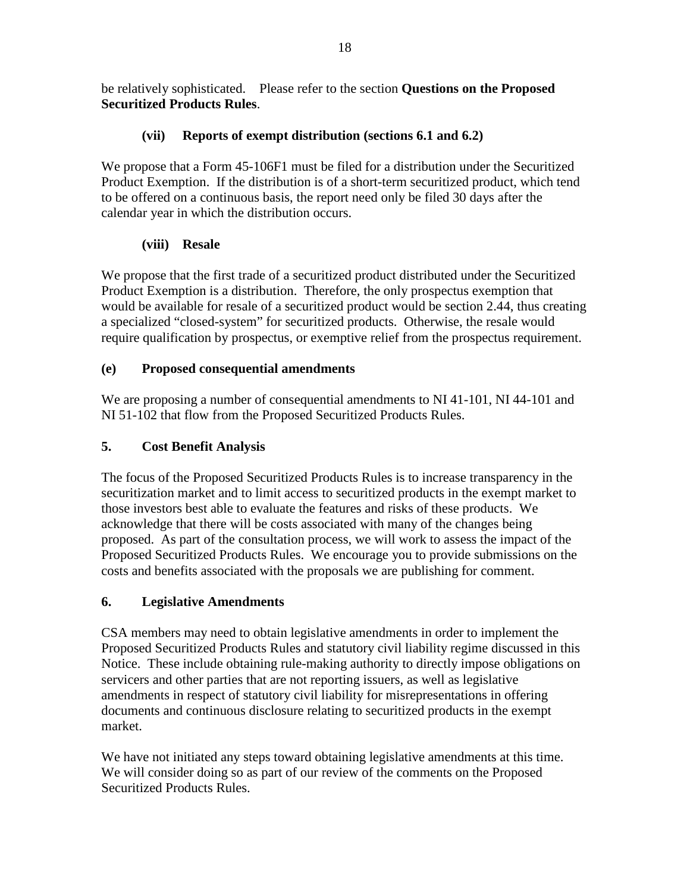be relatively sophisticated. Please refer to the section **Questions on the Proposed Securitized Products Rules**.

#### (vii) Reports of exempt distribution (sections 6.1 and 6.2)

We propose that a Form 45-106F1 must be filed for a distribution under the Securitized Product Exemption. If the distribution is of a short-term securitized product, which tend to be offered on a continuous basis, the report need only be filed 30 days after the calendar year in which the distribution occurs.

#### (viii) Resale

We propose that the first trade of a securitized product distributed under the Securitized Product Exemption is a distribution. Therefore, the only prospectus exemption that would be available for resale of a securitized product would be section 2.44, thus creating a specialized "closed-system" for securitized products. Otherwise, the resale would require qualification by prospectus, or exemptive relief from the prospectus requirement.

### (e) Proposed consequential amendments

We are proposing a number of consequential amendments to NI 41-101, NI 44-101 and NI 51-102 that flow from the Proposed Securitized Products Rules.

## 5. Cost Benefit Analysis

The focus of the Proposed Securitized Products Rules is to increase transparency in the securitization market and to limit access to securitized products in the exempt market to those investors best able to evaluate the features and risks of these products. We acknowledge that there will be costs associated with many of the changes being proposed. As part of the consultation process, we will work to assess the impact of the Proposed Securitized Products Rules. We encourage you to provide submissions on the costs and benefits associated with the proposals we are publishing for comment.

## 6. Legislative Amendments

CSA members may need to obtain legislative amendments in order to implement the Proposed Securitized Products Rules and statutory civil liability regime discussed in this Notice. These include obtaining rule-making authority to directly impose obligations on servicers and other parties that are not reporting issuers, as well as legislative amendments in respect of statutory civil liability for misrepresentations in offering documents and continuous disclosure relating to securitized products in the exempt market.

We have not initiated any steps toward obtaining legislative amendments at this time. We will consider doing so as part of our review of the comments on the Proposed Securitized Products Rules.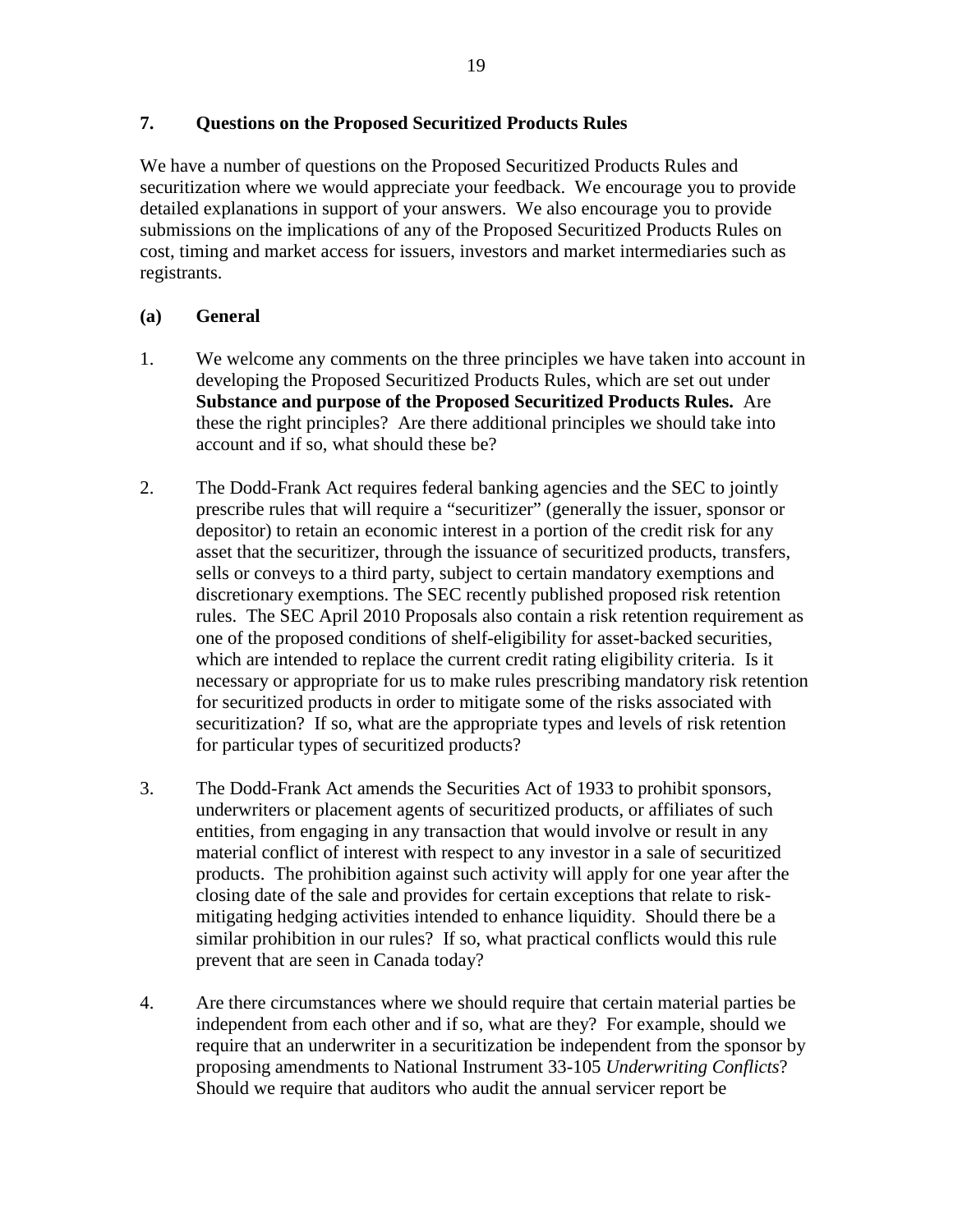## 7. Questions on the Proposed Securitized Products Rules

We have a number of questions on the Proposed Securitized Products Rules and securitization where we would appreciate your feedback. We encourage you to provide detailed explanations in support of your answers. We also encourage you to provide submissions on the implications of any of the Proposed Securitized Products Rules on cost, timing and market access for issuers, investors and market intermediaries such as registrants.

### (a) General

1. We welcome any comments on the three principles we have taken into account in developing the Proposed Securitized Products Rules, which are set out under **Substance and purpose of the Proposed Securitized Products Rules.** Are these the right principles? Are there additional principles we should take into account and if so, what should these be?

2. The Dodd-Frank Act requires federal banking agencies and the SEC to jointly prescribe rules that will require a "securitizer" (generally the issuer, sponsor or depositor) to retain an economic interest in a portion of the credit risk for any asset that the securitizer, through the issuance of securitized products, transfers, sells or conveys to a third party, subject to certain mandatory exemptions and discretionary exemptions. The SEC recently published proposed risk retention rules. The SEC April 2010 Proposals also contain a risk retention requirement as one of the proposed conditions of shelf-eligibility for asset-backed securities, which are intended to replace the current credit rating eligibility criteria. Is it necessary or appropriate for us to make rules prescribing mandatory risk retention for securitized products in order to mitigate some of the risks associated with securitization? If so, what are the appropriate types and levels of risk retention for particular types of securitized products?

3. The Dodd-Frank Act amends the Securities Act of 1933 to prohibit sponsors, underwriters or placement agents of securitized products, or affiliates of such entities, from engaging in any transaction that would involve or result in any material conflict of interest with respect to any investor in a sale of securitized products. The prohibition against such activity will apply for one year after the closing date of the sale and provides for certain exceptions that relate to risk-mitigating hedging activities intended to enhance liquidity. Should there be a similar prohibition in our rules? If so, what practical conflicts would this rule prevent that are seen in Canada today?

4. Are there circumstances where we should require that certain material parties be independent from each other and if so, what are they? For example, should we require that an underwriter in a securitization be independent from the sponsor by proposing amendments to National Instrument 33-105 *Underwriting Conflicts*? Should we require that auditors who audit the annual servicer report be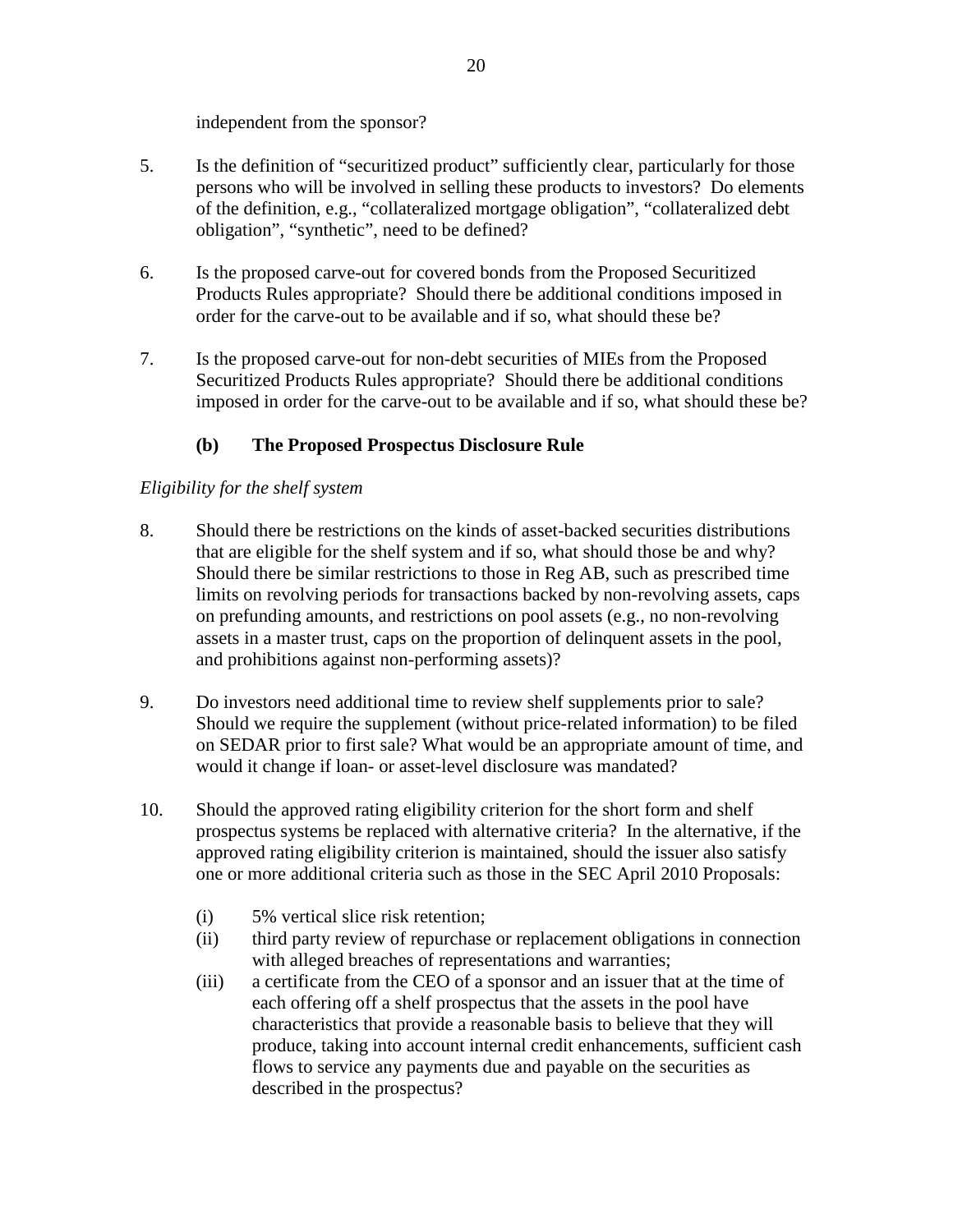independent from the sponsor?

5. Is the definition of "securitized product" sufficiently clear, particularly for those persons who will be involved in selling these products to investors? Do elements of the definition, e.g., "collateralized mortgage obligation", "collateralized debt obligation", "synthetic", need to be defined?

6. Is the proposed carve-out for covered bonds from the Proposed Securitized Products Rules appropriate? Should there be additional conditions imposed in order for the carve-out to be available and if so, what should these be?

7. Is the proposed carve-out for non-debt securities of MIEs from the Proposed Securitized Products Rules appropriate? Should there be additional conditions imposed in order for the carve-out to be available and if so, what should these be?

### (b) The Proposed Prospectus Disclosure Rule

*Eligibility for the shelf system*

8. Should there be restrictions on the kinds of asset-backed securities distributions that are eligible for the shelf system and if so, what should those be and why? Should there be similar restrictions to those in Reg AB, such as prescribed time limits on revolving periods for transactions backed by non-revolving assets, caps on prefunding amounts, and restrictions on pool assets (e.g., no non-revolving assets in a master trust, caps on the proportion of delinquent assets in the pool, and prohibitions against non-performing assets)?

9. Do investors need additional time to review shelf supplements prior to sale? Should we require the supplement (without price-related information) to be filed on SEDAR prior to first sale? What would be an appropriate amount of time, and would it change if loan- or asset-level disclosure was mandated?

10. Should the approved rating eligibility criterion for the short form and shelf prospectus systems be replaced with alternative criteria? In the alternative, if the approved rating eligibility criterion is maintained, should the issuer also satisfy one or more additional criteria such as those in the SEC April 2010 Proposals:

    (i) 5% vertical slice risk retention;
    (ii) third party review of repurchase or replacement obligations in connection with alleged breaches of representations and warranties;
    (iii) a certificate from the CEO of a sponsor and an issuer that at the time of each offering off a shelf prospectus that the assets in the pool have characteristics that provide a reasonable basis to believe that they will produce, taking into account internal credit enhancements, sufficient cash flows to service any payments due and payable on the securities as described in the prospectus?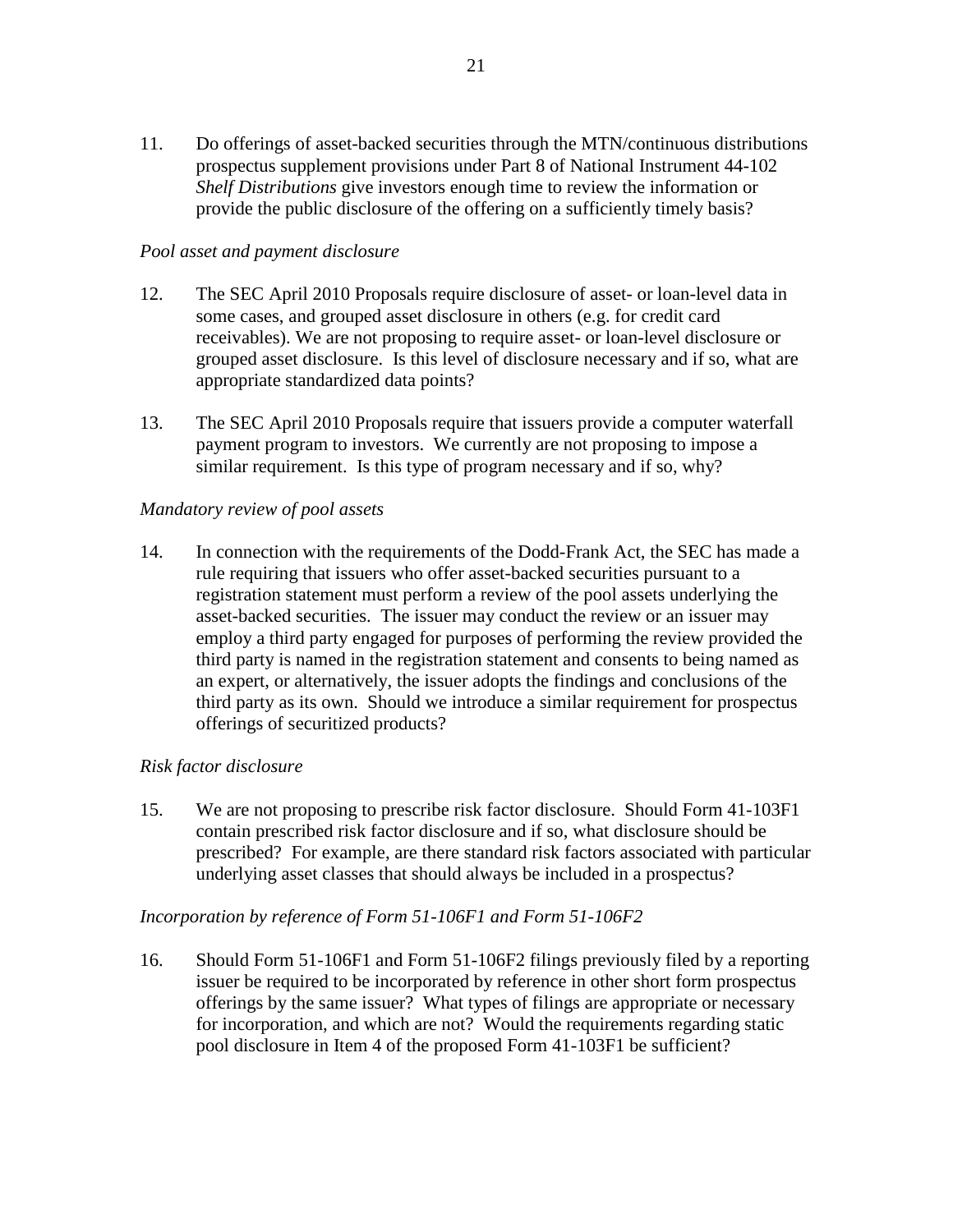11. Do offerings of asset-backed securities through the MTN/continuous distributions prospectus supplement provisions under Part 8 of National Instrument 44-102 *Shelf Distributions* give investors enough time to review the information or provide the public disclosure of the offering on a sufficiently timely basis?

*Pool asset and payment disclosure*

12. The SEC April 2010 Proposals require disclosure of asset- or loan-level data in some cases, and grouped asset disclosure in others (e.g. for credit card receivables). We are not proposing to require asset- or loan-level disclosure or grouped asset disclosure. Is this level of disclosure necessary and if so, what are appropriate standardized data points?

13. The SEC April 2010 Proposals require that issuers provide a computer waterfall payment program to investors. We currently are not proposing to impose a similar requirement. Is this type of program necessary and if so, why?

*Mandatory review of pool assets*

14. In connection with the requirements of the Dodd-Frank Act, the SEC has made a rule requiring that issuers who offer asset-backed securities pursuant to a registration statement must perform a review of the pool assets underlying the asset-backed securities. The issuer may conduct the review or an issuer may employ a third party engaged for purposes of performing the review provided the third party is named in the registration statement and consents to being named as an expert, or alternatively, the issuer adopts the findings and conclusions of the third party as its own. Should we introduce a similar requirement for prospectus offerings of securitized products?

*Risk factor disclosure*

15. We are not proposing to prescribe risk factor disclosure. Should Form 41-103F1 contain prescribed risk factor disclosure and if so, what disclosure should be prescribed? For example, are there standard risk factors associated with particular underlying asset classes that should always be included in a prospectus?

*Incorporation by reference of Form 51-106F1 and Form 51-106F2*

16. Should Form 51-106F1 and Form 51-106F2 filings previously filed by a reporting issuer be required to be incorporated by reference in other short form prospectus offerings by the same issuer? What types of filings are appropriate or necessary for incorporation, and which are not? Would the requirements regarding static pool disclosure in Item 4 of the proposed Form 41-103F1 be sufficient?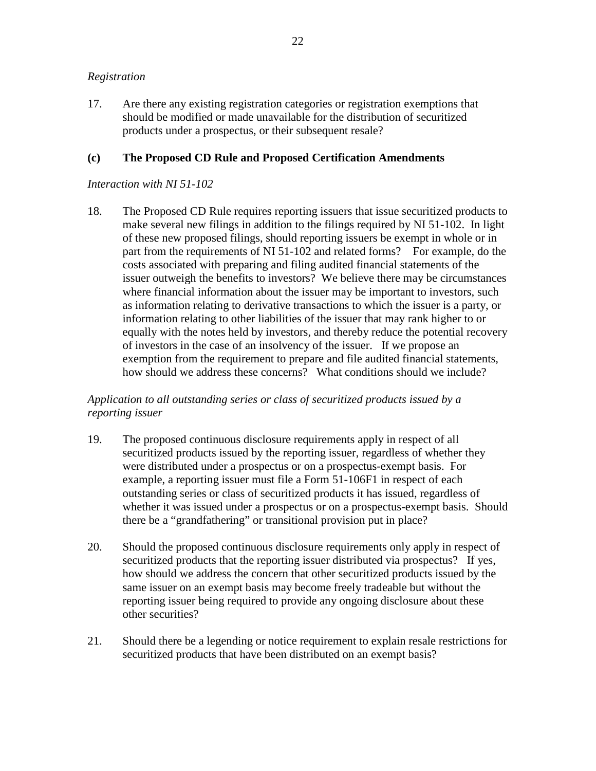*Registration*

17. Are there any existing registration categories or registration exemptions that should be modified or made unavailable for the distribution of securitized products under a prospectus, or their subsequent resale?

**(c) The Proposed CD Rule and Proposed Certification Amendments**

*Interaction with NI 51-102*

18. The Proposed CD Rule requires reporting issuers that issue securitized products to make several new filings in addition to the filings required by NI 51-102. In light of these new proposed filings, should reporting issuers be exempt in whole or in part from the requirements of NI 51-102 and related forms? For example, do the costs associated with preparing and filing audited financial statements of the issuer outweigh the benefits to investors? We believe there may be circumstances where financial information about the issuer may be important to investors, such as information relating to derivative transactions to which the issuer is a party, or information relating to other liabilities of the issuer that may rank higher to or equally with the notes held by investors, and thereby reduce the potential recovery of investors in the case of an insolvency of the issuer. If we propose an exemption from the requirement to prepare and file audited financial statements, how should we address these concerns? What conditions should we include?

*Application to all outstanding series or class of securitized products issued by a reporting issuer*

19. The proposed continuous disclosure requirements apply in respect of all securitized products issued by the reporting issuer, regardless of whether they were distributed under a prospectus or on a prospectus-exempt basis. For example, a reporting issuer must file a Form 51-106F1 in respect of each outstanding series or class of securitized products it has issued, regardless of whether it was issued under a prospectus or on a prospectus-exempt basis. Should there be a "grandfathering" or transitional provision put in place?

20. Should the proposed continuous disclosure requirements only apply in respect of securitized products that the reporting issuer distributed via prospectus? If yes, how should we address the concern that other securitized products issued by the same issuer on an exempt basis may become freely tradeable but without the reporting issuer being required to provide any ongoing disclosure about these other securities?

21. Should there be a legending or notice requirement to explain resale restrictions for securitized products that have been distributed on an exempt basis?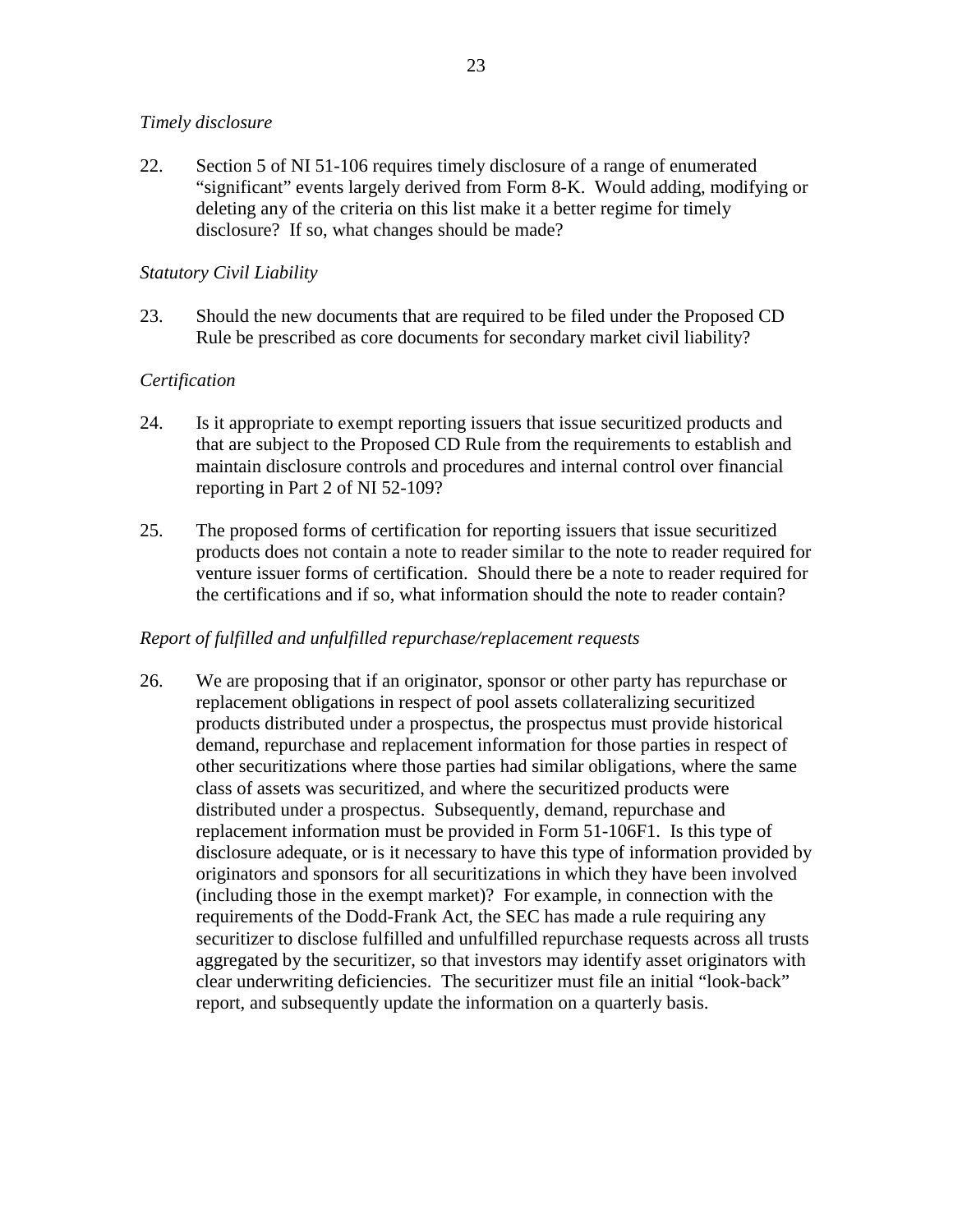*Timely disclosure*

22. Section 5 of NI 51-106 requires timely disclosure of a range of enumerated "significant" events largely derived from Form 8-K. Would adding, modifying or deleting any of the criteria on this list make it a better regime for timely disclosure? If so, what changes should be made?

*Statutory Civil Liability*

23. Should the new documents that are required to be filed under the Proposed CD Rule be prescribed as core documents for secondary market civil liability?

*Certification*

24. Is it appropriate to exempt reporting issuers that issue securitized products and that are subject to the Proposed CD Rule from the requirements to establish and maintain disclosure controls and procedures and internal control over financial reporting in Part 2 of NI 52-109?

25. The proposed forms of certification for reporting issuers that issue securitized products does not contain a note to reader similar to the note to reader required for venture issuer forms of certification. Should there be a note to reader required for the certifications and if so, what information should the note to reader contain?

*Report of fulfilled and unfulfilled repurchase/replacement requests*

26. We are proposing that if an originator, sponsor or other party has repurchase or replacement obligations in respect of pool assets collateralizing securitized products distributed under a prospectus, the prospectus must provide historical demand, repurchase and replacement information for those parties in respect of other securitizations where those parties had similar obligations, where the same class of assets was securitized, and where the securitized products were distributed under a prospectus. Subsequently, demand, repurchase and replacement information must be provided in Form 51-106F1. Is this type of disclosure adequate, or is it necessary to have this type of information provided by originators and sponsors for all securitizations in which they have been involved (including those in the exempt market)? For example, in connection with the requirements of the Dodd-Frank Act, the SEC has made a rule requiring any securitizer to disclose fulfilled and unfulfilled repurchase requests across all trusts aggregated by the securitizer, so that investors may identify asset originators with clear underwriting deficiencies. The securitizer must file an initial "look-back" report, and subsequently update the information on a quarterly basis.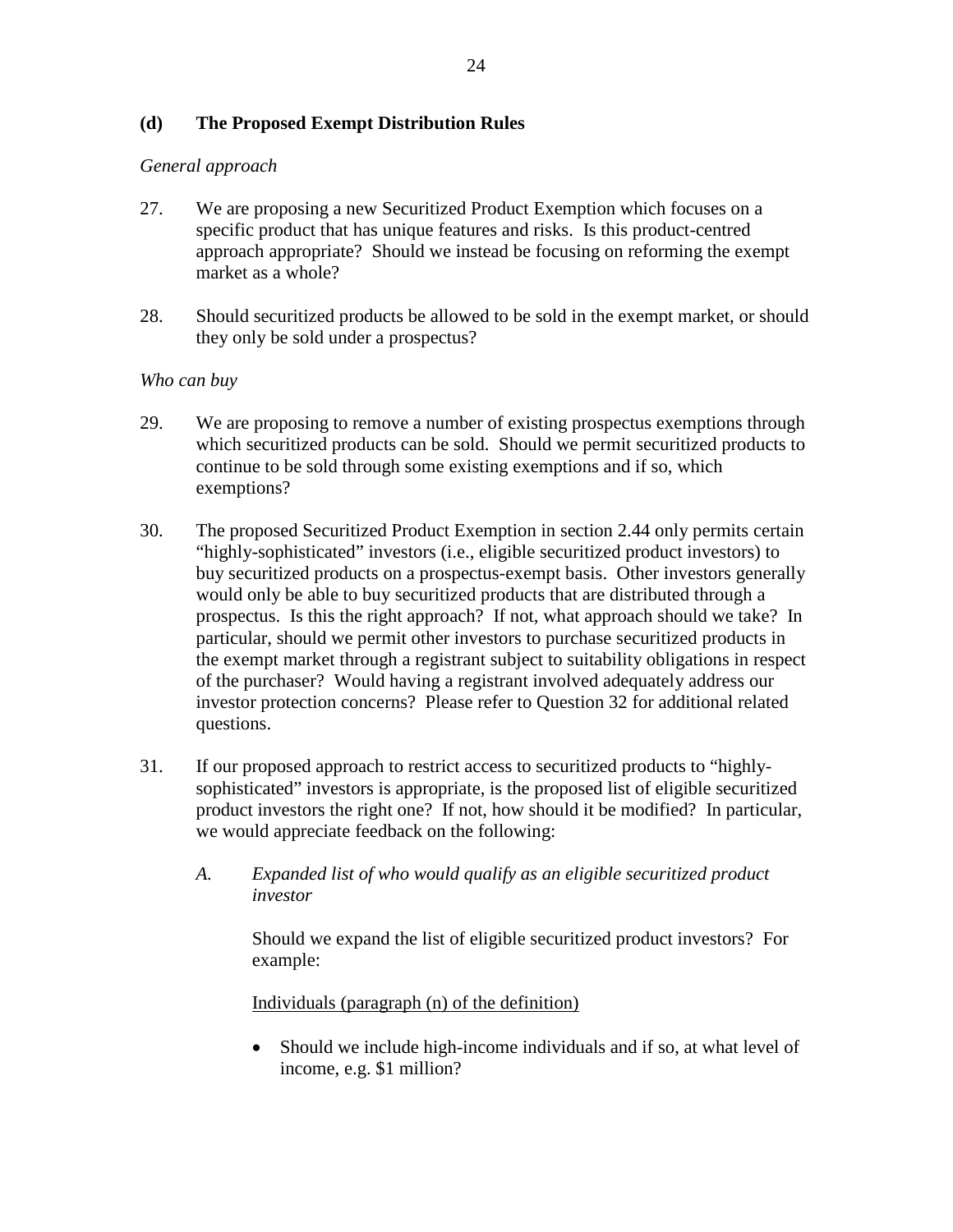### (d) The Proposed Exempt Distribution Rules

*General approach*

27. We are proposing a new Securitized Product Exemption which focuses on a specific product that has unique features and risks. Is this product-centred approach appropriate? Should we instead be focusing on reforming the exempt market as a whole?

28. Should securitized products be allowed to be sold in the exempt market, or should they only be sold under a prospectus?

*Who can buy*

29. We are proposing to remove a number of existing prospectus exemptions through which securitized products can be sold. Should we permit securitized products to continue to be sold through some existing exemptions and if so, which exemptions?

30. The proposed Securitized Product Exemption in section 2.44 only permits certain "highly-sophisticated" investors (i.e., eligible securitized product investors) to buy securitized products on a prospectus-exempt basis. Other investors generally would only be able to buy securitized products that are distributed through a prospectus. Is this the right approach? If not, what approach should we take? In particular, should we permit other investors to purchase securitized products in the exempt market through a registrant subject to suitability obligations in respect of the purchaser? Would having a registrant involved adequately address our investor protection concerns? Please refer to Question 32 for additional related questions.

31. If our proposed approach to restrict access to securitized products to "highly-sophisticated" investors is appropriate, is the proposed list of eligible securitized product investors the right one? If not, how should it be modified? In particular, we would appreciate feedback on the following:

    *A. Expanded list of who would qualify as an eligible securitized product investor*

    Should we expand the list of eligible securitized product investors? For example:

    <u>Individuals (paragraph (n) of the definition)</u>

    - Should we include high-income individuals and if so, at what level of income, e.g. $1 million?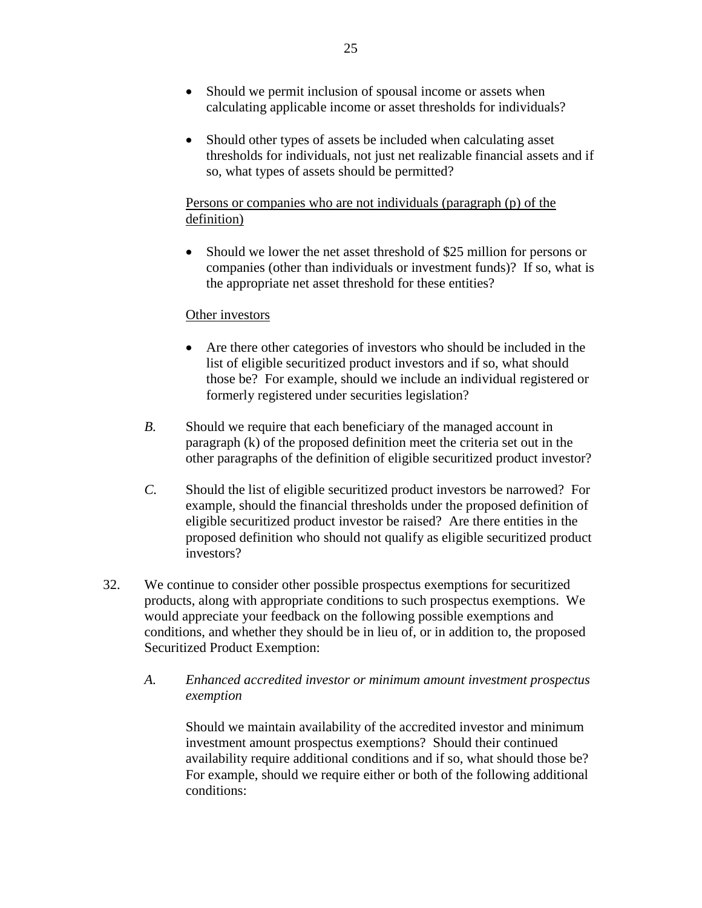- Should we permit inclusion of spousal income or assets when calculating applicable income or asset thresholds for individuals?

- Should other types of assets be included when calculating asset thresholds for individuals, not just net realizable financial assets and if so, what types of assets should be permitted?

<u>Persons or companies who are not individuals (paragraph (p) of the definition)</u>

- Should we lower the net asset threshold of $25 million for persons or companies (other than individuals or investment funds)? If so, what is the appropriate net asset threshold for these entities?

<u>Other investors</u>

- Are there other categories of investors who should be included in the list of eligible securitized product investors and if so, what should those be? For example, should we include an individual registered or formerly registered under securities legislation?

*B.* Should we require that each beneficiary of the managed account in paragraph (k) of the proposed definition meet the criteria set out in the other paragraphs of the definition of eligible securitized product investor?

*C.* Should the list of eligible securitized product investors be narrowed? For example, should the financial thresholds under the proposed definition of eligible securitized product investor be raised? Are there entities in the proposed definition who should not qualify as eligible securitized product investors?

32. We continue to consider other possible prospectus exemptions for securitized products, along with appropriate conditions to such prospectus exemptions. We would appreciate your feedback on the following possible exemptions and conditions, and whether they should be in lieu of, or in addition to, the proposed Securitized Product Exemption:

*A.* *Enhanced accredited investor or minimum amount investment prospectus exemption*

Should we maintain availability of the accredited investor and minimum investment amount prospectus exemptions? Should their continued availability require additional conditions and if so, what should those be? For example, should we require either or both of the following additional conditions: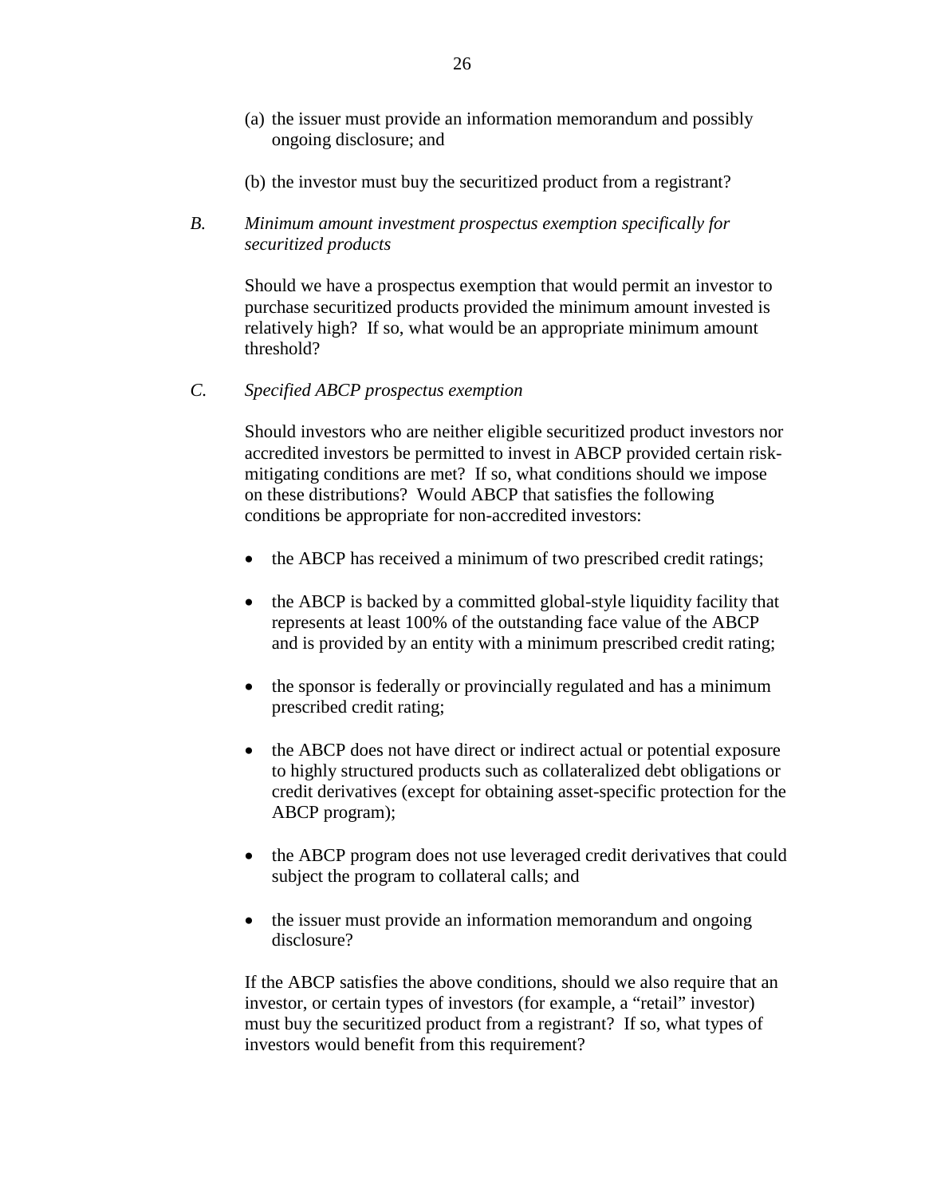(a) the issuer must provide an information memorandum and possibly ongoing disclosure; and

(b) the investor must buy the securitized product from a registrant?

*B. Minimum amount investment prospectus exemption specifically for securitized products*

Should we have a prospectus exemption that would permit an investor to purchase securitized products provided the minimum amount invested is relatively high? If so, what would be an appropriate minimum amount threshold?

*C. Specified ABCP prospectus exemption*

Should investors who are neither eligible securitized product investors nor accredited investors be permitted to invest in ABCP provided certain risk-mitigating conditions are met? If so, what conditions should we impose on these distributions? Would ABCP that satisfies the following conditions be appropriate for non-accredited investors:

- the ABCP has received a minimum of two prescribed credit ratings;
- the ABCP is backed by a committed global-style liquidity facility that represents at least 100% of the outstanding face value of the ABCP and is provided by an entity with a minimum prescribed credit rating;
- the sponsor is federally or provincially regulated and has a minimum prescribed credit rating;
- the ABCP does not have direct or indirect actual or potential exposure to highly structured products such as collateralized debt obligations or credit derivatives (except for obtaining asset-specific protection for the ABCP program);
- the ABCP program does not use leveraged credit derivatives that could subject the program to collateral calls; and
- the issuer must provide an information memorandum and ongoing disclosure?

If the ABCP satisfies the above conditions, should we also require that an investor, or certain types of investors (for example, a "retail" investor) must buy the securitized product from a registrant? If so, what types of investors would benefit from this requirement?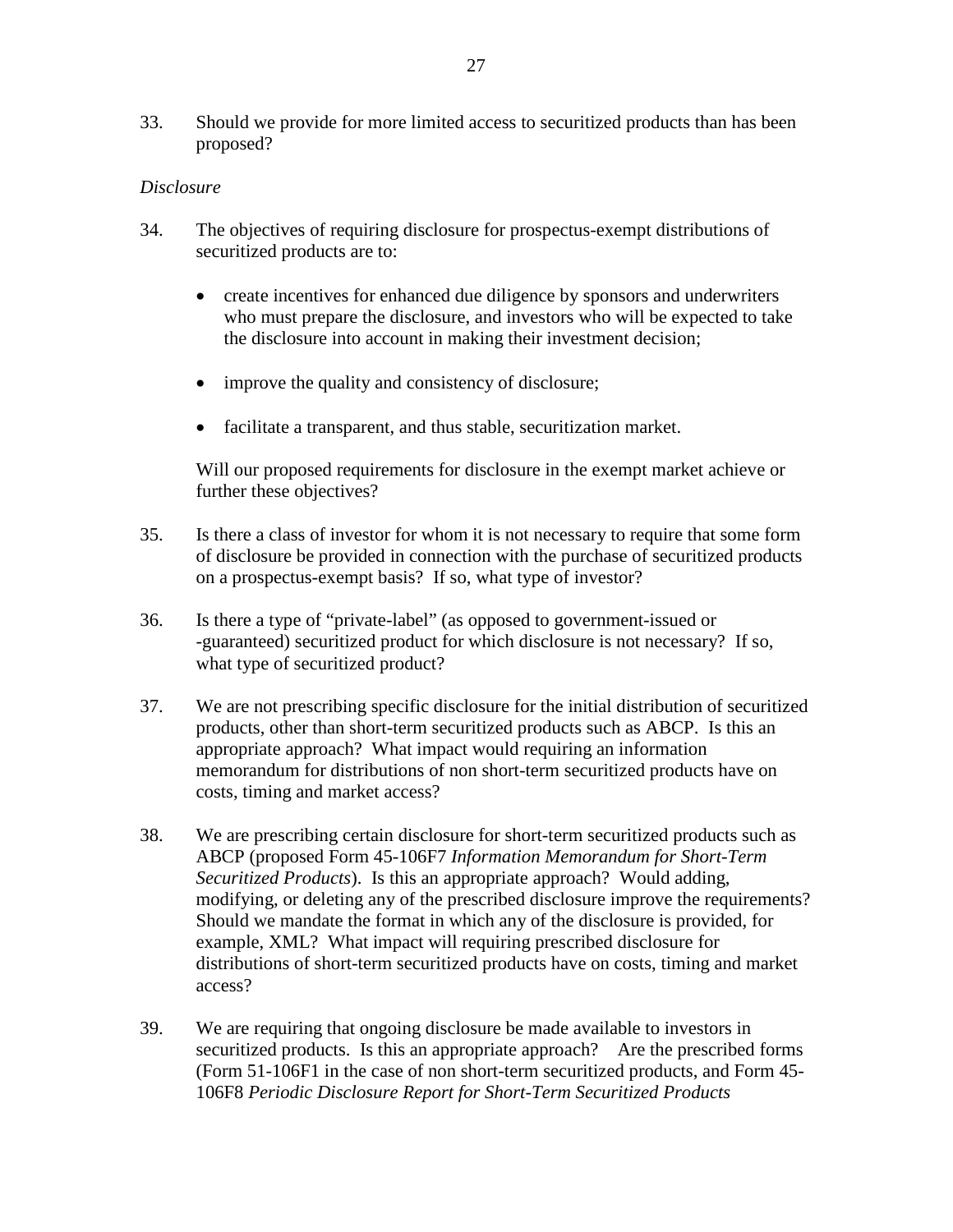33. Should we provide for more limited access to securitized products than has been proposed?

*Disclosure*

34. The objectives of requiring disclosure for prospectus-exempt distributions of securitized products are to:

    - create incentives for enhanced due diligence by sponsors and underwriters who must prepare the disclosure, and investors who will be expected to take the disclosure into account in making their investment decision;

    - improve the quality and consistency of disclosure;

    - facilitate a transparent, and thus stable, securitization market.

    Will our proposed requirements for disclosure in the exempt market achieve or further these objectives?

35. Is there a class of investor for whom it is not necessary to require that some form of disclosure be provided in connection with the purchase of securitized products on a prospectus-exempt basis? If so, what type of investor?

36. Is there a type of "private-label" (as opposed to government-issued or -guaranteed) securitized product for which disclosure is not necessary? If so, what type of securitized product?

37. We are not prescribing specific disclosure for the initial distribution of securitized products, other than short-term securitized products such as ABCP. Is this an appropriate approach? What impact would requiring an information memorandum for distributions of non short-term securitized products have on costs, timing and market access?

38. We are prescribing certain disclosure for short-term securitized products such as ABCP (proposed Form 45-106F7 *Information Memorandum for Short-Term Securitized Products*). Is this an appropriate approach? Would adding, modifying, or deleting any of the prescribed disclosure improve the requirements? Should we mandate the format in which any of the disclosure is provided, for example, XML? What impact will requiring prescribed disclosure for distributions of short-term securitized products have on costs, timing and market access?

39. We are requiring that ongoing disclosure be made available to investors in securitized products. Is this an appropriate approach? Are the prescribed forms (Form 51-106F1 in the case of non short-term securitized products, and Form 45-106F8 *Periodic Disclosure Report for Short-Term Securitized Products*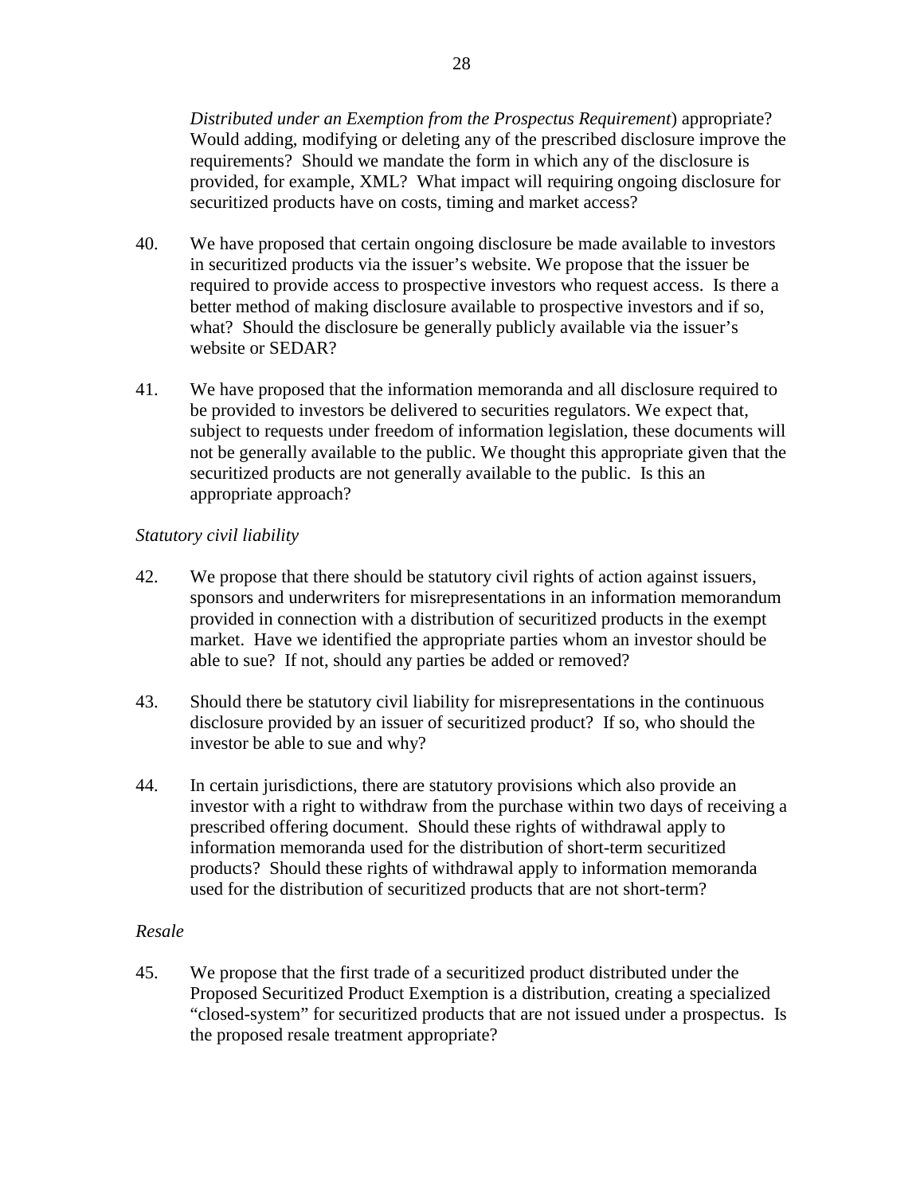*Distributed under an Exemption from the Prospectus Requirement*) appropriate? Would adding, modifying or deleting any of the prescribed disclosure improve the requirements? Should we mandate the form in which any of the disclosure is provided, for example, XML? What impact will requiring ongoing disclosure for securitized products have on costs, timing and market access?

40. We have proposed that certain ongoing disclosure be made available to investors in securitized products via the issuer's website. We propose that the issuer be required to provide access to prospective investors who request access. Is there a better method of making disclosure available to prospective investors and if so, what? Should the disclosure be generally publicly available via the issuer's website or SEDAR?

41. We have proposed that the information memoranda and all disclosure required to be provided to investors be delivered to securities regulators. We expect that, subject to requests under freedom of information legislation, these documents will not be generally available to the public. We thought this appropriate given that the securitized products are not generally available to the public. Is this an appropriate approach?

*Statutory civil liability*

42. We propose that there should be statutory civil rights of action against issuers, sponsors and underwriters for misrepresentations in an information memorandum provided in connection with a distribution of securitized products in the exempt market. Have we identified the appropriate parties whom an investor should be able to sue? If not, should any parties be added or removed?

43. Should there be statutory civil liability for misrepresentations in the continuous disclosure provided by an issuer of securitized product? If so, who should the investor be able to sue and why?

44. In certain jurisdictions, there are statutory provisions which also provide an investor with a right to withdraw from the purchase within two days of receiving a prescribed offering document. Should these rights of withdrawal apply to information memoranda used for the distribution of short-term securitized products? Should these rights of withdrawal apply to information memoranda used for the distribution of securitized products that are not short-term?

*Resale*

45. We propose that the first trade of a securitized product distributed under the Proposed Securitized Product Exemption is a distribution, creating a specialized "closed-system" for securitized products that are not issued under a prospectus. Is the proposed resale treatment appropriate?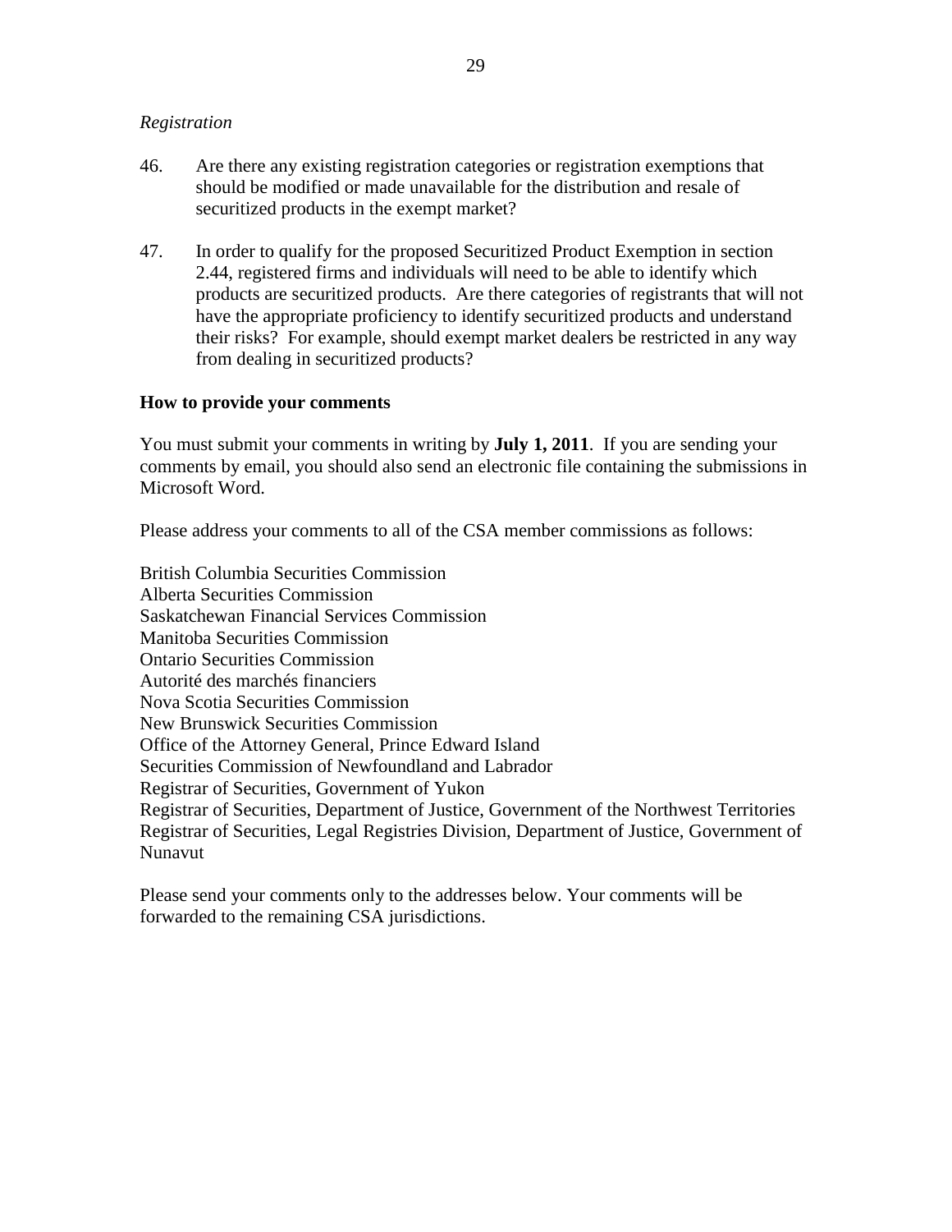*Registration*

46. Are there any existing registration categories or registration exemptions that should be modified or made unavailable for the distribution and resale of securitized products in the exempt market?

47. In order to qualify for the proposed Securitized Product Exemption in section 2.44, registered firms and individuals will need to be able to identify which products are securitized products. Are there categories of registrants that will not have the appropriate proficiency to identify securitized products and understand their risks? For example, should exempt market dealers be restricted in any way from dealing in securitized products?

**How to provide your comments**

You must submit your comments in writing by **July 1, 2011**. If you are sending your comments by email, you should also send an electronic file containing the submissions in Microsoft Word.

Please address your comments to all of the CSA member commissions as follows:

British Columbia Securities Commission
Alberta Securities Commission
Saskatchewan Financial Services Commission
Manitoba Securities Commission
Ontario Securities Commission
Autorité des marchés financiers
Nova Scotia Securities Commission
New Brunswick Securities Commission
Office of the Attorney General, Prince Edward Island
Securities Commission of Newfoundland and Labrador
Registrar of Securities, Government of Yukon
Registrar of Securities, Department of Justice, Government of the Northwest Territories
Registrar of Securities, Legal Registries Division, Department of Justice, Government of Nunavut

Please send your comments only to the addresses below. Your comments will be forwarded to the remaining CSA jurisdictions.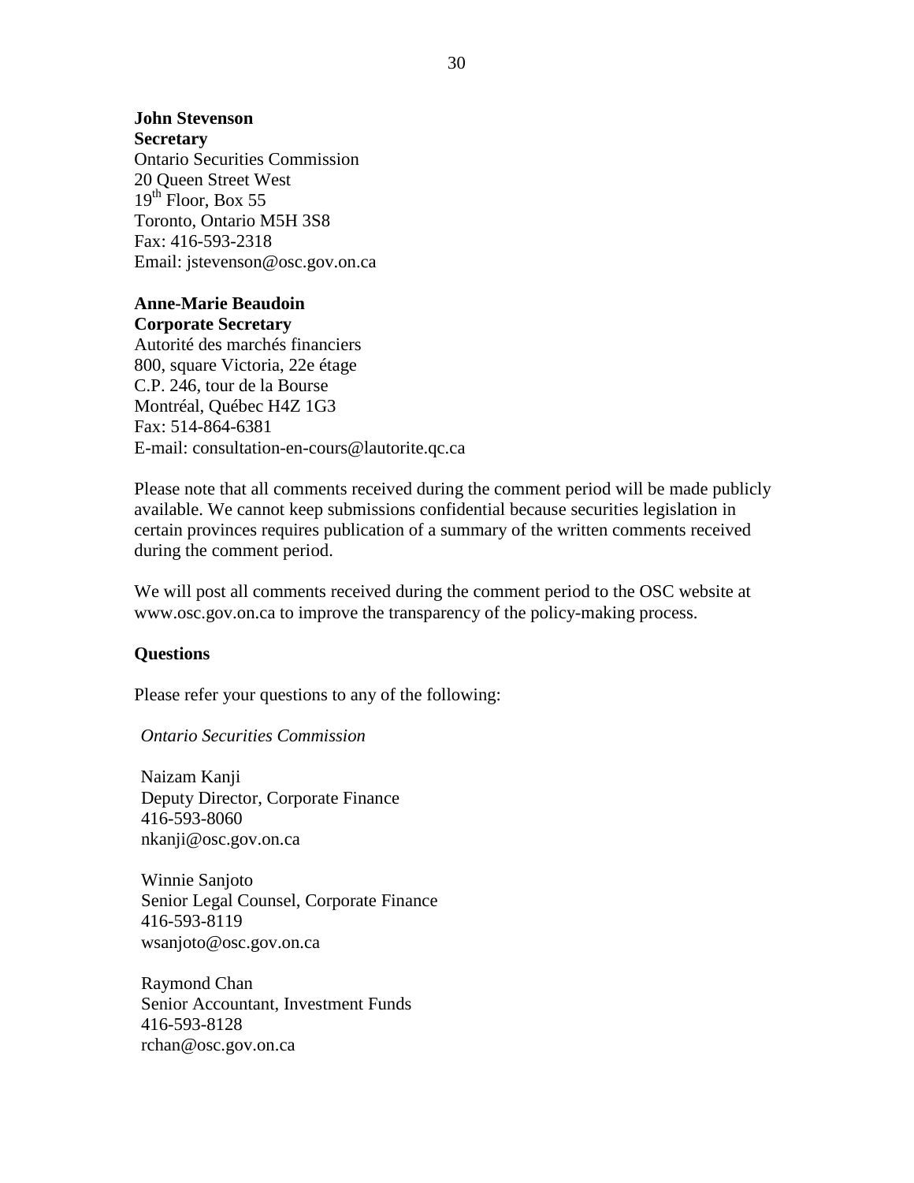**John Stevenson**
**Secretary**
Ontario Securities Commission
20 Queen Street West
19th Floor, Box 55
Toronto, Ontario M5H 3S8
Fax: 416-593-2318
Email: jstevenson@osc.gov.on.ca

**Anne-Marie Beaudoin**
**Corporate Secretary**
Autorité des marchés financiers
800, square Victoria, 22e étage
C.P. 246, tour de la Bourse
Montréal, Québec H4Z 1G3
Fax: 514-864-6381
E-mail: consultation-en-cours@lautorite.qc.ca

Please note that all comments received during the comment period will be made publicly available. We cannot keep submissions confidential because securities legislation in certain provinces requires publication of a summary of the written comments received during the comment period.

We will post all comments received during the comment period to the OSC website at www.osc.gov.on.ca to improve the transparency of the policy-making process.

**Questions**

Please refer your questions to any of the following:

*Ontario Securities Commission*

Naizam Kanji
Deputy Director, Corporate Finance
416-593-8060
nkanji@osc.gov.on.ca

Winnie Sanjoto
Senior Legal Counsel, Corporate Finance
416-593-8119
wsanjoto@osc.gov.on.ca

Raymond Chan
Senior Accountant, Investment Funds
416-593-8128
rchan@osc.gov.on.ca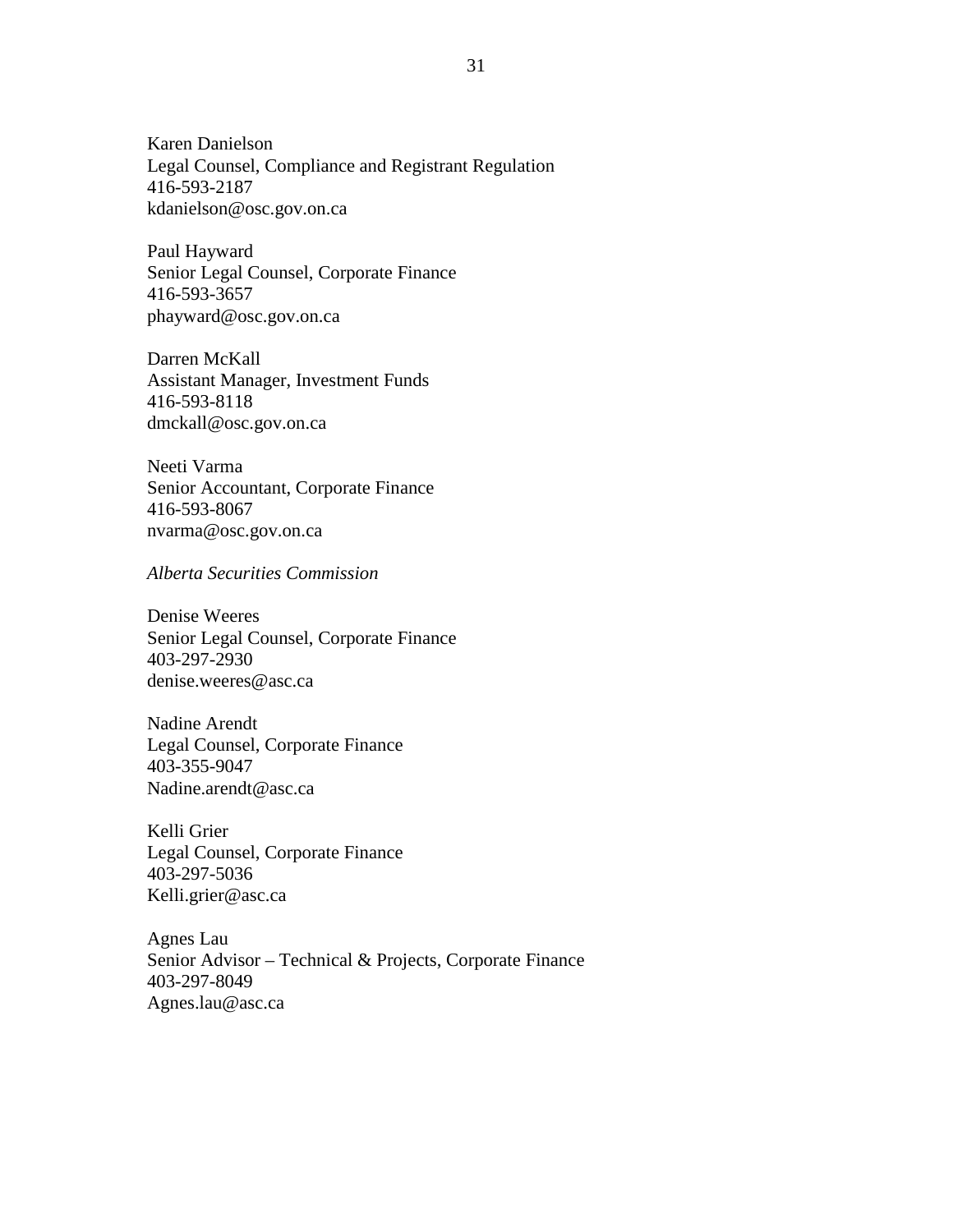Karen Danielson
Legal Counsel, Compliance and Registrant Regulation
416-593-2187
kdanielson@osc.gov.on.ca

Paul Hayward
Senior Legal Counsel, Corporate Finance
416-593-3657
phayward@osc.gov.on.ca

Darren McKall
Assistant Manager, Investment Funds
416-593-8118
dmckall@osc.gov.on.ca

Neeti Varma
Senior Accountant, Corporate Finance
416-593-8067
nvarma@osc.gov.on.ca

*Alberta Securities Commission*

Denise Weeres
Senior Legal Counsel, Corporate Finance
403-297-2930
denise.weeres@asc.ca

Nadine Arendt
Legal Counsel, Corporate Finance
403-355-9047
Nadine.arendt@asc.ca

Kelli Grier
Legal Counsel, Corporate Finance
403-297-5036
Kelli.grier@asc.ca

Agnes Lau
Senior Advisor – Technical & Projects, Corporate Finance
403-297-8049
Agnes.lau@asc.ca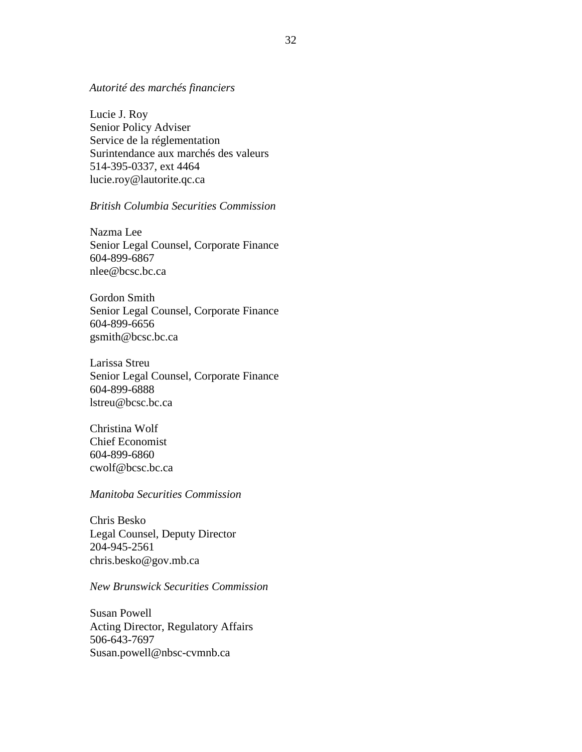*Autorité des marchés financiers*

Lucie J. Roy  
Senior Policy Adviser  
Service de la réglementation  
Surintendance aux marchés des valeurs  
514-395-0337, ext 4464  
lucie.roy@lautorite.qc.ca

*British Columbia Securities Commission*

Nazma Lee  
Senior Legal Counsel, Corporate Finance  
604-899-6867  
nlee@bcsc.bc.ca

Gordon Smith  
Senior Legal Counsel, Corporate Finance  
604-899-6656  
gsmith@bcsc.bc.ca

Larissa Streu  
Senior Legal Counsel, Corporate Finance  
604-899-6888  
lstreu@bcsc.bc.ca

Christina Wolf  
Chief Economist  
604-899-6860  
cwolf@bcsc.bc.ca

*Manitoba Securities Commission*

Chris Besko  
Legal Counsel, Deputy Director  
204-945-2561  
chris.besko@gov.mb.ca

*New Brunswick Securities Commission*

Susan Powell  
Acting Director, Regulatory Affairs  
506-643-7697  
Susan.powell@nbsc-cvmnb.ca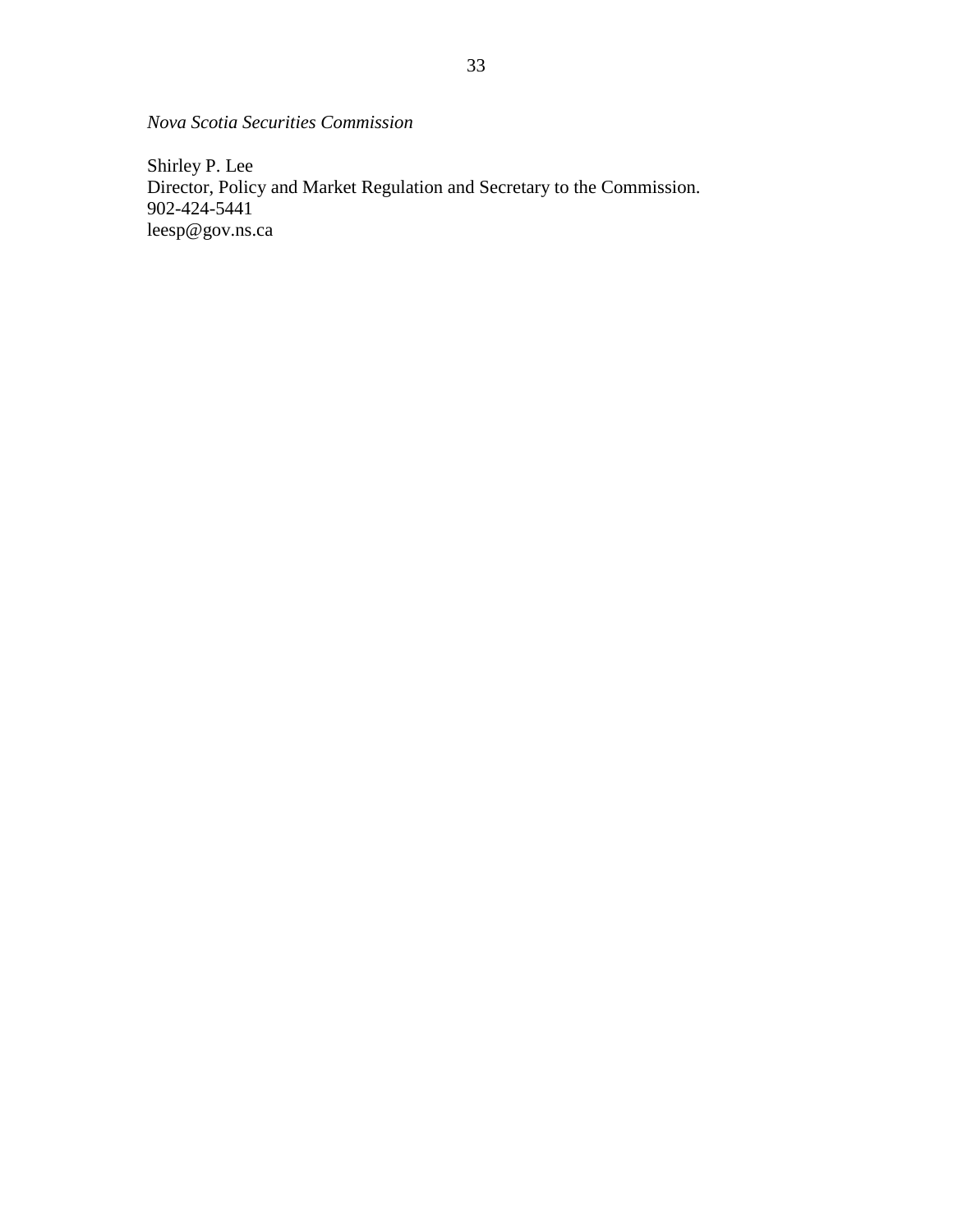*Nova Scotia Securities Commission*

Shirley P. Lee
Director, Policy and Market Regulation and Secretary to the Commission.
902-424-5441
leesp@gov.ns.ca